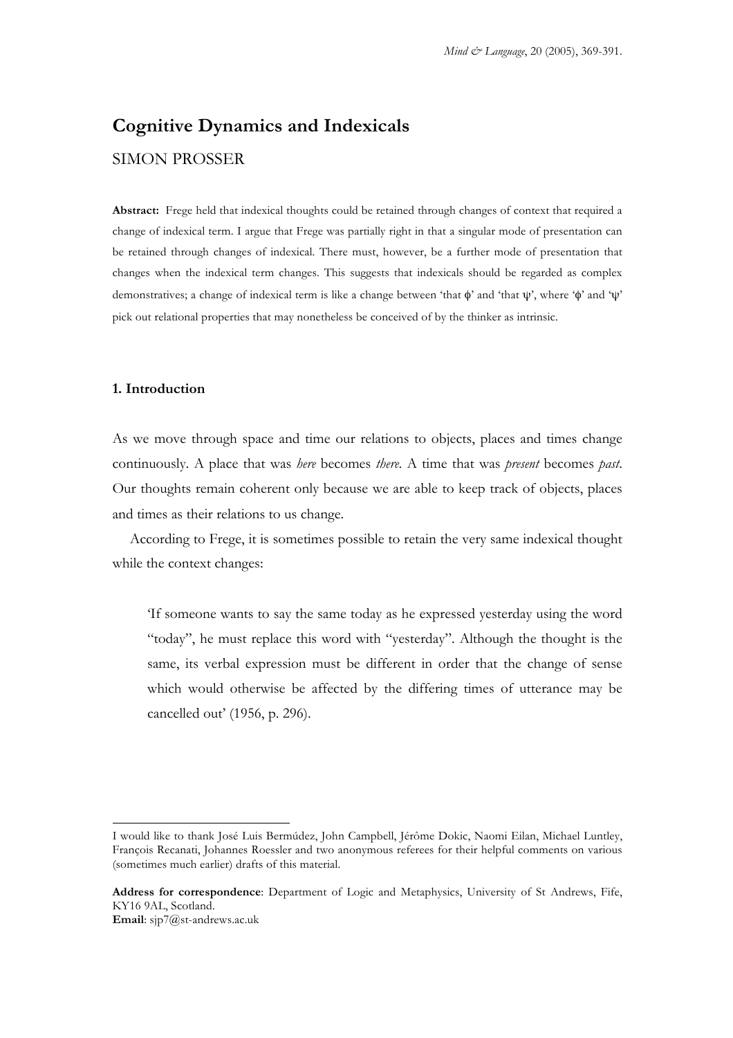Mind & Language, 20 (2005), 369-391.

# Cognitive Dynamics and Indexicals

SIMON PROSSER

**Abstract:** Frege held that indexical thoughts could be retained through changes of context that required a change of indexical term. I argue that Frege was partially right in that a singular mode of presentation can be retained through changes of indexical. There must, however, be a further mode of presentation that changes when the indexical term changes. This suggests that indexicals should be regarded as complex demonstratives; a change of indexical term is like a change between 'that ϕ' and 'that ψ', where 'ϕ' and 'ψ' pick out relational properties that may nonetheless be conceived of by the thinker as intrinsic.

## 1. Introduction

As we move through space and time our relations to objects, places and times change continuously. A place that was *here* becomes *there*. A time that was *present* becomes *past*. Our thoughts remain coherent only because we are able to keep track of objects, places and times as their relations to us change.

According to Frege, it is sometimes possible to retain the very same indexical thought while the context changes:

> 'If someone wants to say the same today as he expressed yesterday using the word "today", he must replace this word with "yesterday". Although the thought is the same, its verbal expression must be different in order that the change of sense which would otherwise be affected by the differing times of utterance may be cancelled out' (1956, p. 296).

---

I would like to thank José Luis Bermúdez, John Campbell, Jérôme Dokic, Naomi Eilan, Michael Luntley, François Recanati, Johannes Roessler and two anonymous referees for their helpful comments on various (sometimes much earlier) drafts of this material.

**Address for correspondence**: Department of Logic and Metaphysics, University of St Andrews, Fife, KY16 9AL, Scotland.
**Email**: sjp7@st-andrews.ac.uk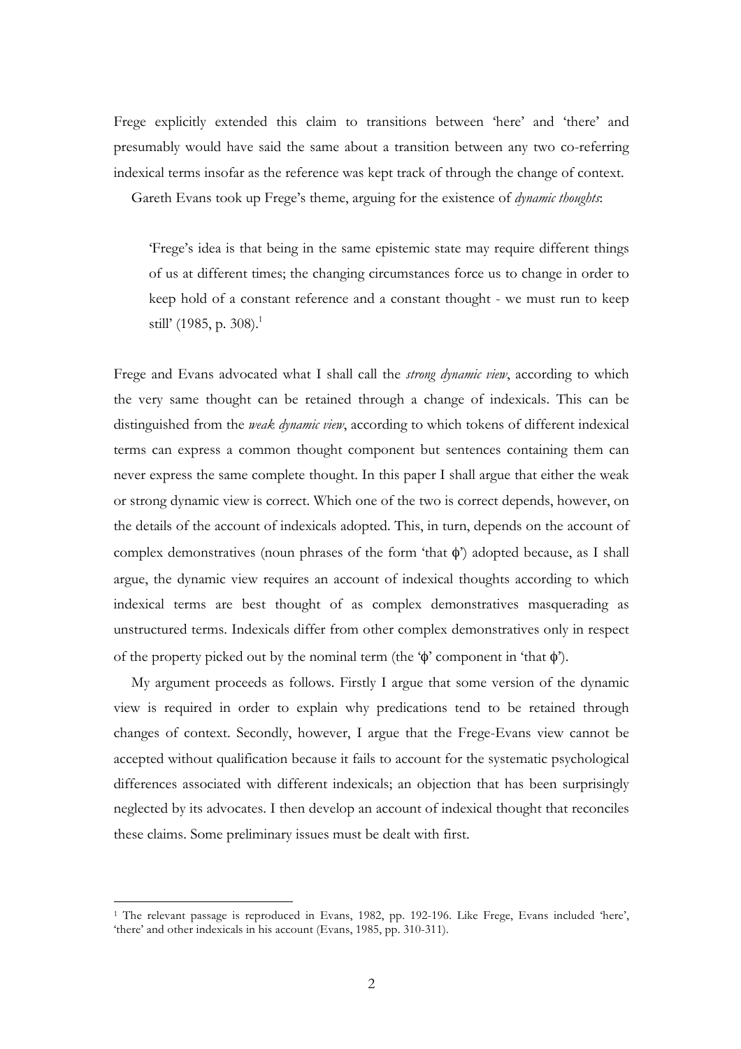Frege explicitly extended this claim to transitions between 'here' and 'there' and presumably would have said the same about a transition between any two co-referring indexical terms insofar as the reference was kept track of through the change of context.

Gareth Evans took up Frege's theme, arguing for the existence of *dynamic thoughts*:

> 'Frege's idea is that being in the same epistemic state may require different things of us at different times; the changing circumstances force us to change in order to keep hold of a constant reference and a constant thought - we must run to keep still' (1985, p. 308).[1]

Frege and Evans advocated what I shall call the *strong dynamic view*, according to which the very same thought can be retained through a change of indexicals. This can be distinguished from the *weak dynamic view*, according to which tokens of different indexical terms can express a common thought component but sentences containing them can never express the same complete thought. In this paper I shall argue that either the weak or strong dynamic view is correct. Which one of the two is correct depends, however, on the details of the account of indexicals adopted. This, in turn, depends on the account of complex demonstratives (noun phrases of the form 'that $\phi$') adopted because, as I shall argue, the dynamic view requires an account of indexical thoughts according to which indexical terms are best thought of as complex demonstratives masquerading as unstructured terms. Indexicals differ from other complex demonstratives only in respect of the property picked out by the nominal term (the '$\phi$' component in 'that $\phi$').

My argument proceeds as follows. Firstly I argue that some version of the dynamic view is required in order to explain why predications tend to be retained through changes of context. Secondly, however, I argue that the Frege-Evans view cannot be accepted without qualification because it fails to account for the systematic psychological differences associated with different indexicals; an objection that has been surprisingly neglected by its advocates. I then develop an account of indexical thought that reconciles these claims. Some preliminary issues must be dealt with first.

---

[1] The relevant passage is reproduced in Evans, 1982, pp. 192-196. Like Frege, Evans included 'here', 'there' and other indexicals in his account (Evans, 1985, pp. 310-311).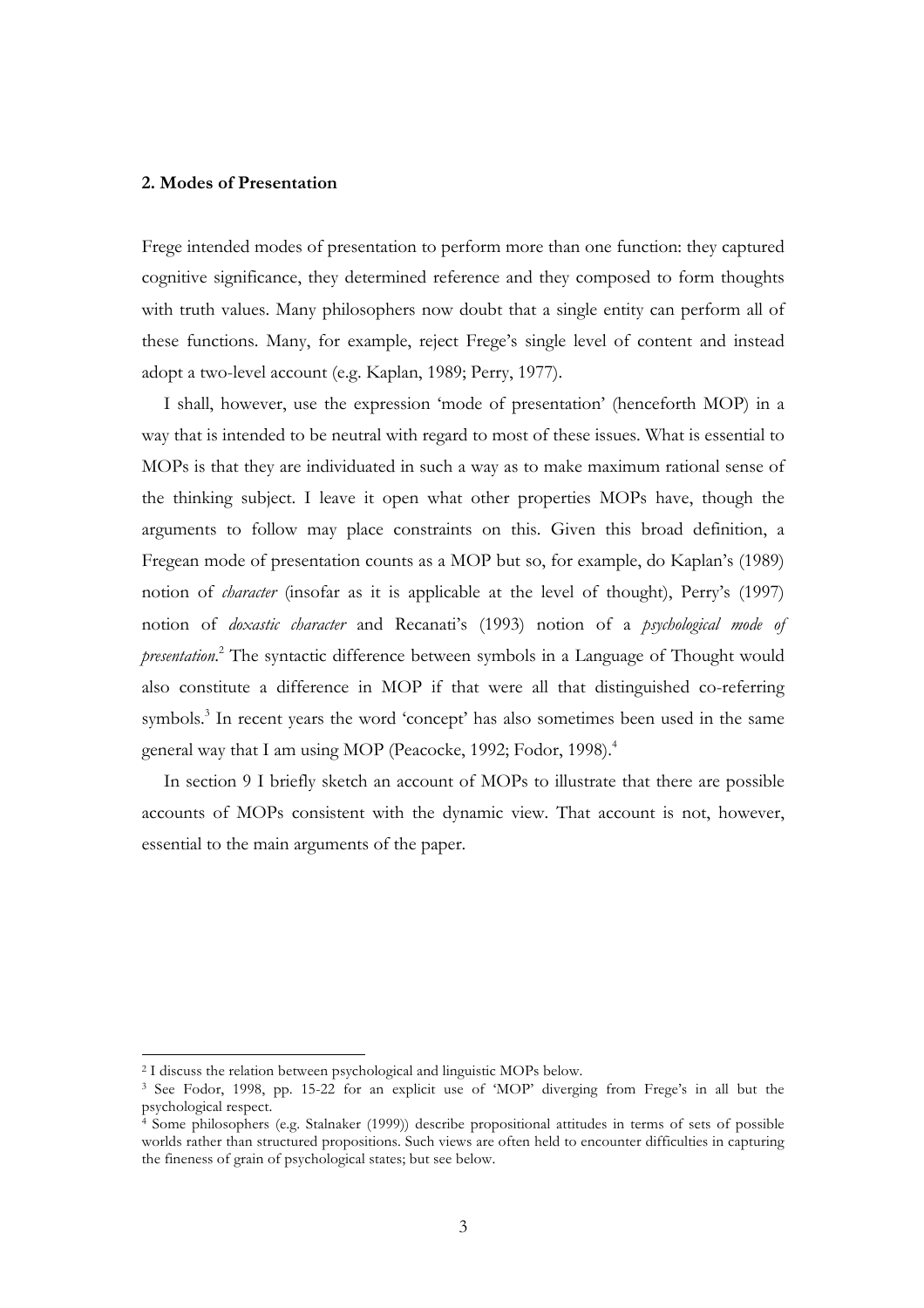## 2. Modes of Presentation

Frege intended modes of presentation to perform more than one function: they captured cognitive significance, they determined reference and they composed to form thoughts with truth values. Many philosophers now doubt that a single entity can perform all of these functions. Many, for example, reject Frege's single level of content and instead adopt a two-level account (e.g. Kaplan, 1989; Perry, 1977).

I shall, however, use the expression 'mode of presentation' (henceforth MOP) in a way that is intended to be neutral with regard to most of these issues. What is essential to MOPs is that they are individuated in such a way as to make maximum rational sense of the thinking subject. I leave it open what other properties MOPs have, though the arguments to follow may place constraints on this. Given this broad definition, a Fregean mode of presentation counts as a MOP but so, for example, do Kaplan's (1989) notion of *character* (insofar as it is applicable at the level of thought), Perry's (1997) notion of *doxastic character* and Recanati's (1993) notion of a *psychological mode of presentation*.[2] The syntactic difference between symbols in a Language of Thought would also constitute a difference in MOP if that were all that distinguished co-referring symbols.[3] In recent years the word 'concept' has also sometimes been used in the same general way that I am using MOP (Peacocke, 1992; Fodor, 1998).[4]

In section 9 I briefly sketch an account of MOPs to illustrate that there are possible accounts of MOPs consistent with the dynamic view. That account is not, however, essential to the main arguments of the paper.

---

[2] I discuss the relation between psychological and linguistic MOPs below.

[3] See Fodor, 1998, pp. 15-22 for an explicit use of 'MOP' diverging from Frege's in all but the psychological respect.

[4] Some philosophers (e.g. Stalnaker (1999)) describe propositional attitudes in terms of sets of possible worlds rather than structured propositions. Such views are often held to encounter difficulties in capturing the fineness of grain of psychological states; but see below.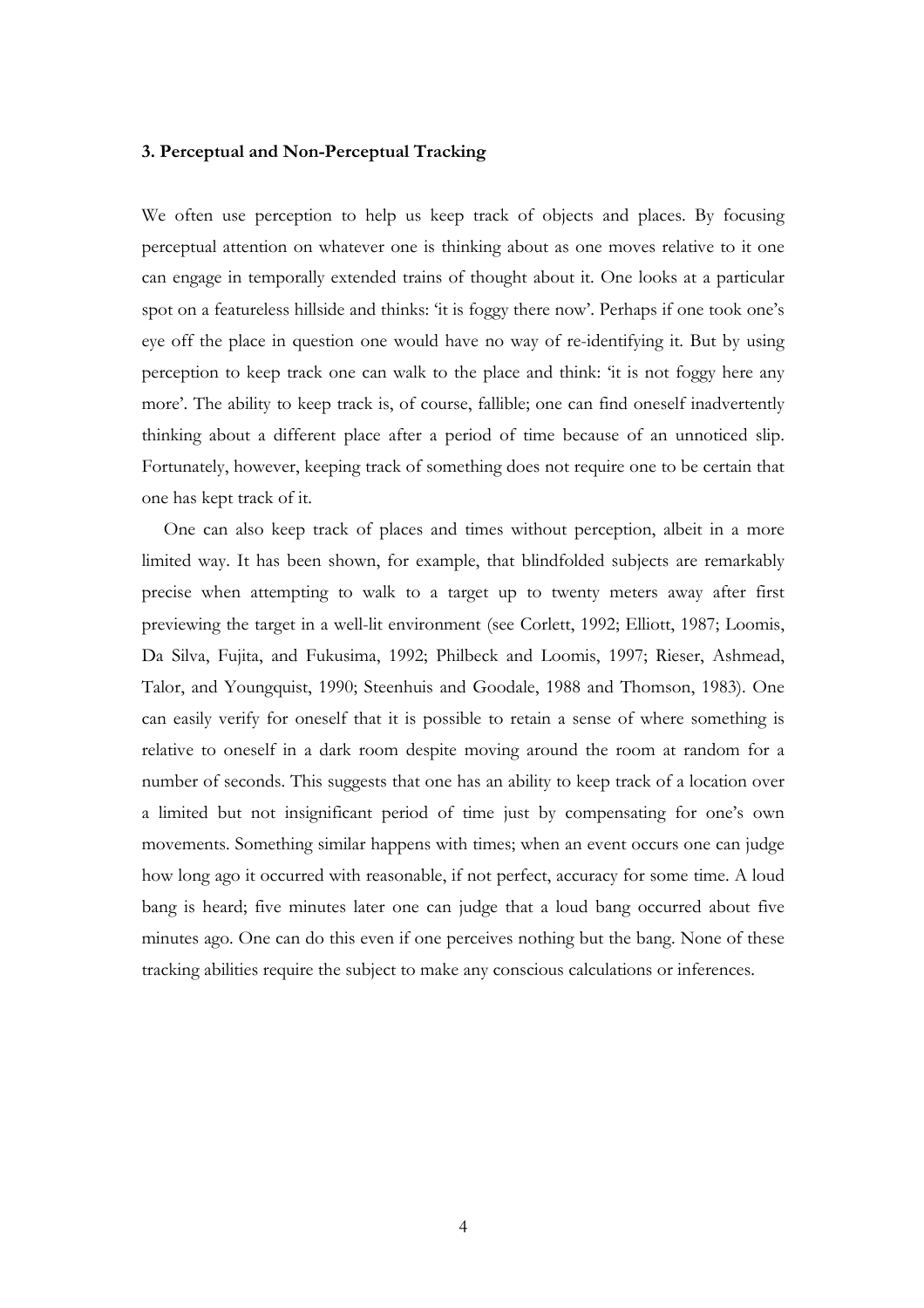### 3. Perceptual and Non-Perceptual Tracking

We often use perception to help us keep track of objects and places. By focusing perceptual attention on whatever one is thinking about as one moves relative to it one can engage in temporally extended trains of thought about it. One looks at a particular spot on a featureless hillside and thinks: 'it is foggy there now'. Perhaps if one took one's eye off the place in question one would have no way of re-identifying it. But by using perception to keep track one can walk to the place and think: 'it is not foggy here any more'. The ability to keep track is, of course, fallible; one can find oneself inadvertently thinking about a different place after a period of time because of an unnoticed slip. Fortunately, however, keeping track of something does not require one to be certain that one has kept track of it.

One can also keep track of places and times without perception, albeit in a more limited way. It has been shown, for example, that blindfolded subjects are remarkably precise when attempting to walk to a target up to twenty meters away after first previewing the target in a well-lit environment (see Corlett, 1992; Elliott, 1987; Loomis, Da Silva, Fujita, and Fukusima, 1992; Philbeck and Loomis, 1997; Rieser, Ashmead, Talor, and Youngquist, 1990; Steenhuis and Goodale, 1988 and Thomson, 1983). One can easily verify for oneself that it is possible to retain a sense of where something is relative to oneself in a dark room despite moving around the room at random for a number of seconds. This suggests that one has an ability to keep track of a location over a limited but not insignificant period of time just by compensating for one's own movements. Something similar happens with times; when an event occurs one can judge how long ago it occurred with reasonable, if not perfect, accuracy for some time. A loud bang is heard; five minutes later one can judge that a loud bang occurred about five minutes ago. One can do this even if one perceives nothing but the bang. None of these tracking abilities require the subject to make any conscious calculations or inferences.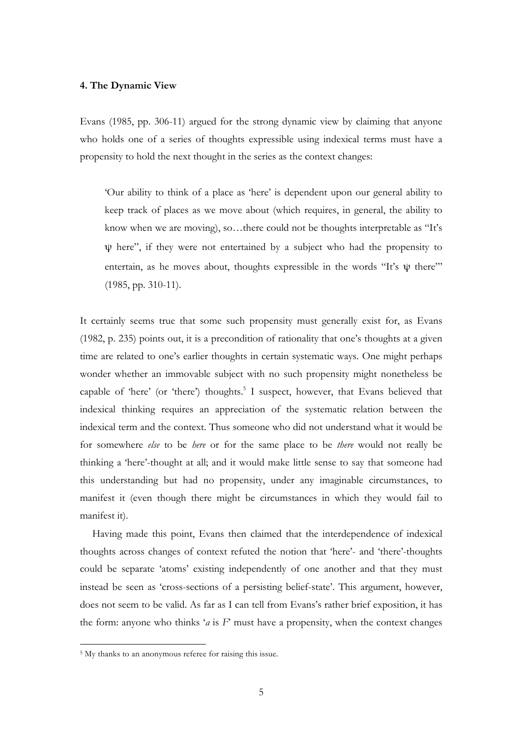#### 4. The Dynamic View

Evans (1985, pp. 306-11) argued for the strong dynamic view by claiming that anyone who holds one of a series of thoughts expressible using indexical terms must have a propensity to hold the next thought in the series as the context changes:

> 'Our ability to think of a place as 'here' is dependent upon our general ability to keep track of places as we move about (which requires, in general, the ability to know when we are moving), so…there could not be thoughts interpretable as "It's ψ here", if they were not entertained by a subject who had the propensity to entertain, as he moves about, thoughts expressible in the words "It's ψ there"' (1985, pp. 310-11).

It certainly seems true that some such propensity must generally exist for, as Evans (1982, p. 235) points out, it is a precondition of rationality that one's thoughts at a given time are related to one's earlier thoughts in certain systematic ways. One might perhaps wonder whether an immovable subject with no such propensity might nonetheless be capable of 'here' (or 'there') thoughts.[5] I suspect, however, that Evans believed that indexical thinking requires an appreciation of the systematic relation between the indexical term and the context. Thus someone who did not understand what it would be for somewhere *else* to be *here* or for the same place to be *there* would not really be thinking a 'here'-thought at all; and it would make little sense to say that someone had this understanding but had no propensity, under any imaginable circumstances, to manifest it (even though there might be circumstances in which they would fail to manifest it).

Having made this point, Evans then claimed that the interdependence of indexical thoughts across changes of context refuted the notion that 'here'- and 'there'-thoughts could be separate 'atoms' existing independently of one another and that they must instead be seen as 'cross-sections of a persisting belief-state'. This argument, however, does not seem to be valid. As far as I can tell from Evans's rather brief exposition, it has the form: anyone who thinks '*a* is *F*' must have a propensity, when the context changes

[5] My thanks to an anonymous referee for raising this issue.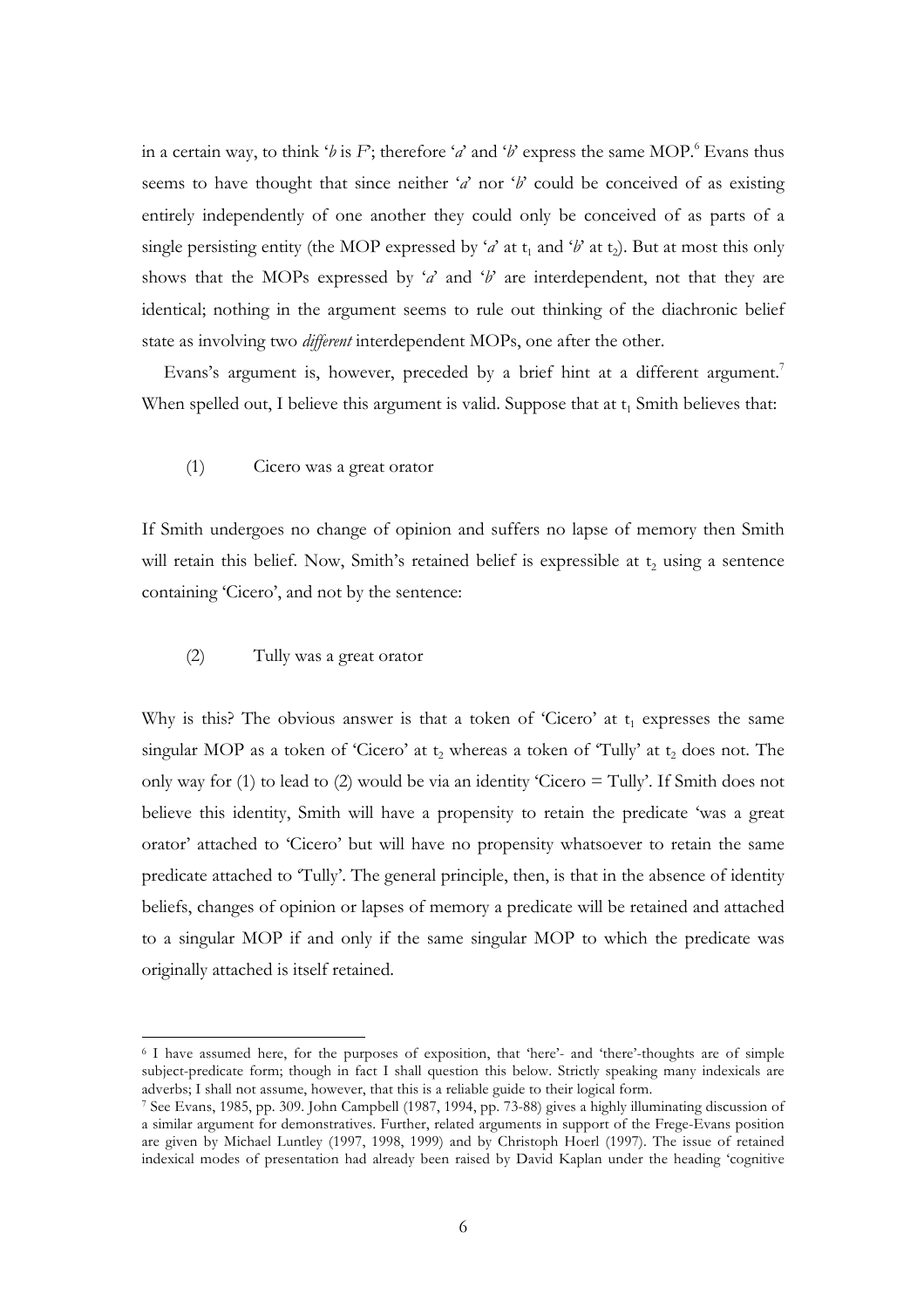in a certain way, to think '*b* is *F*'; therefore '*a*' and '*b*' express the same MOP.[6] Evans thus seems to have thought that since neither '*a*' nor '*b*' could be conceived of as existing entirely independently of one another they could only be conceived of as parts of a single persisting entity (the MOP expressed by '*a*' at $t_1$ and '*b*' at $t_2$). But at most this only shows that the MOPs expressed by '*a*' and '*b*' are interdependent, not that they are identical; nothing in the argument seems to rule out thinking of the diachronic belief state as involving two *different* interdependent MOPs, one after the other.

Evans's argument is, however, preceded by a brief hint at a different argument.[7] When spelled out, I believe this argument is valid. Suppose that at $t_1$ Smith believes that:

(1) Cicero was a great orator

If Smith undergoes no change of opinion and suffers no lapse of memory then Smith will retain this belief. Now, Smith's retained belief is expressible at $t_2$ using a sentence containing 'Cicero', and not by the sentence:

(2) Tully was a great orator

Why is this? The obvious answer is that a token of 'Cicero' at $t_1$ expresses the same singular MOP as a token of 'Cicero' at $t_2$ whereas a token of 'Tully' at $t_2$ does not. The only way for (1) to lead to (2) would be via an identity 'Cicero = Tully'. If Smith does not believe this identity, Smith will have a propensity to retain the predicate 'was a great orator' attached to 'Cicero' but will have no propensity whatsoever to retain the same predicate attached to 'Tully'. The general principle, then, is that in the absence of identity beliefs, changes of opinion or lapses of memory a predicate will be retained and attached to a singular MOP if and only if the same singular MOP to which the predicate was originally attached is itself retained.

---

[6] I have assumed here, for the purposes of exposition, that 'here'- and 'there'-thoughts are of simple subject-predicate form; though in fact I shall question this below. Strictly speaking many indexicals are adverbs; I shall not assume, however, that this is a reliable guide to their logical form.

[7] See Evans, 1985, pp. 309. John Campbell (1987, 1994, pp. 73-88) gives a highly illuminating discussion of a similar argument for demonstratives. Further, related arguments in support of the Frege-Evans position are given by Michael Luntley (1997, 1998, 1999) and by Christoph Hoerl (1997). The issue of retained indexical modes of presentation had already been raised by David Kaplan under the heading 'cognitive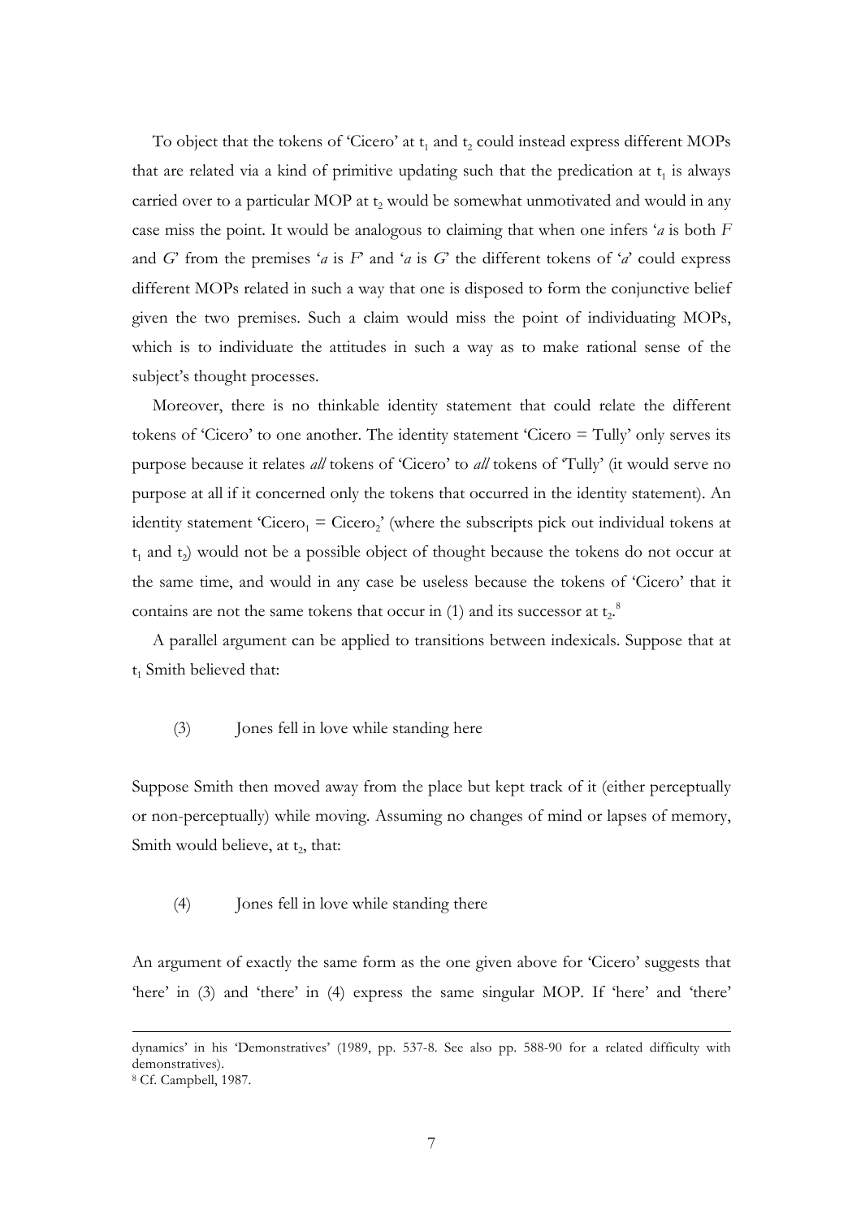To object that the tokens of 'Cicero' at $t_1$ and $t_2$ could instead express different MOPs that are related via a kind of primitive updating such that the predication at $t_1$ is always carried over to a particular MOP at $t_2$ would be somewhat unmotivated and would in any case miss the point. It would be analogous to claiming that when one infers '*a* is both *F* and *G*' from the premises '*a* is *F*' and '*a* is *G*' the different tokens of '*a*' could express different MOPs related in such a way that one is disposed to form the conjunctive belief given the two premises. Such a claim would miss the point of individuating MOPs, which is to individuate the attitudes in such a way as to make rational sense of the subject's thought processes.

Moreover, there is no thinkable identity statement that could relate the different tokens of 'Cicero' to one another. The identity statement 'Cicero = Tully' only serves its purpose because it relates *all* tokens of 'Cicero' to *all* tokens of 'Tully' (it would serve no purpose at all if it concerned only the tokens that occurred in the identity statement). An identity statement '$\text{Cicero}_1 = \text{Cicero}_2$' (where the subscripts pick out individual tokens at $t_1$ and $t_2$) would not be a possible object of thought because the tokens do not occur at the same time, and would in any case be useless because the tokens of 'Cicero' that it contains are not the same tokens that occur in (1) and its successor at $t_2$.[8]

A parallel argument can be applied to transitions between indexicals. Suppose that at $t_1$ Smith believed that:

(3) Jones fell in love while standing here

Suppose Smith then moved away from the place but kept track of it (either perceptually or non-perceptually) while moving. Assuming no changes of mind or lapses of memory, Smith would believe, at $t_2$, that:

(4) Jones fell in love while standing there

An argument of exactly the same form as the one given above for 'Cicero' suggests that 'here' in (3) and 'there' in (4) express the same singular MOP. If 'here' and 'there'

---

dynamics' in his 'Demonstratives' (1989, pp. 537-8. See also pp. 588-90 for a related difficulty with demonstratives).

[8] Cf. Campbell, 1987.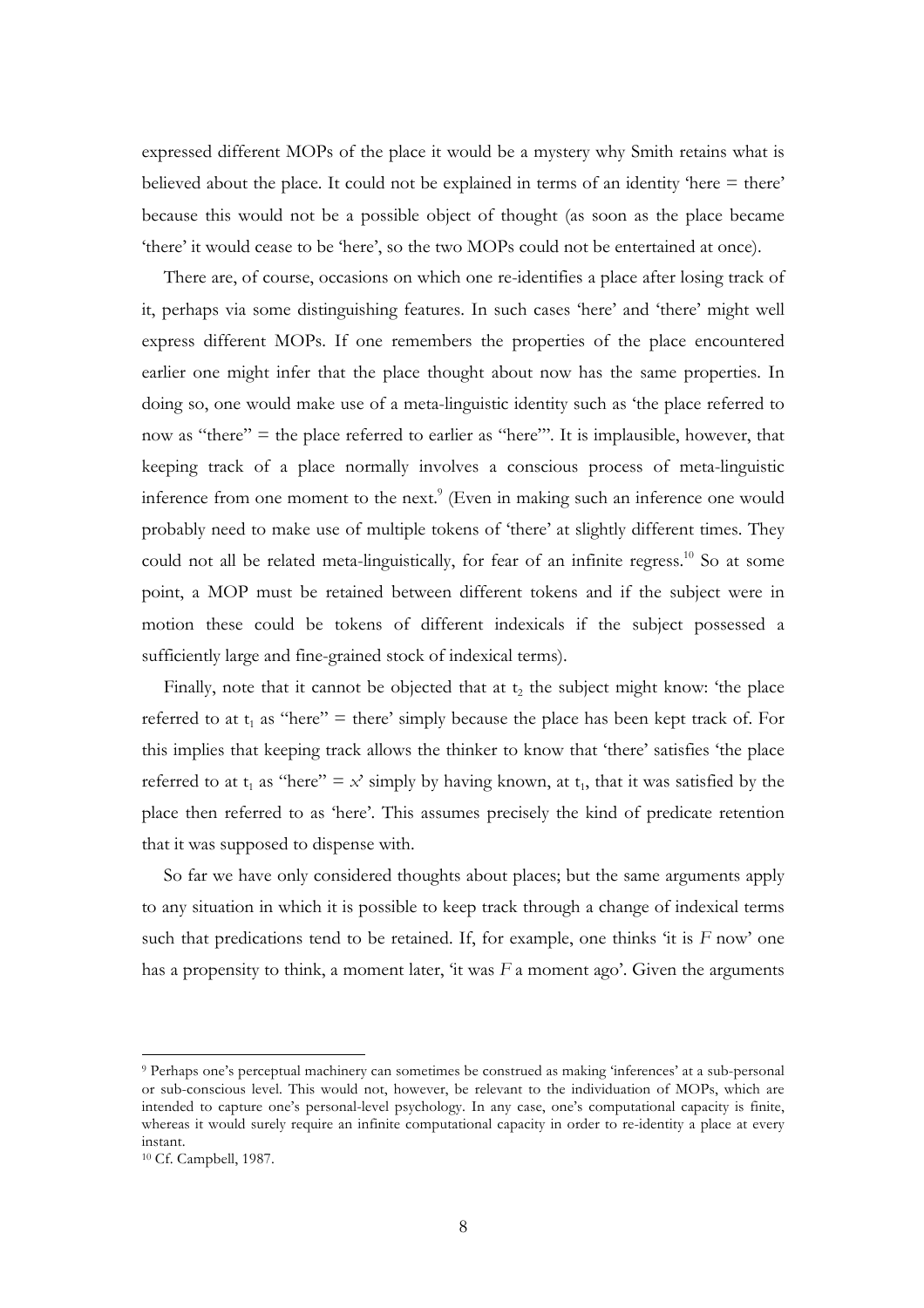expressed different MOPs of the place it would be a mystery why Smith retains what is believed about the place. It could not be explained in terms of an identity 'here = there' because this would not be a possible object of thought (as soon as the place became 'there' it would cease to be 'here', so the two MOPs could not be entertained at once).

There are, of course, occasions on which one re-identifies a place after losing track of it, perhaps via some distinguishing features. In such cases 'here' and 'there' might well express different MOPs. If one remembers the properties of the place encountered earlier one might infer that the place thought about now has the same properties. In doing so, one would make use of a meta-linguistic identity such as 'the place referred to now as "there" = the place referred to earlier as "here"'. It is implausible, however, that keeping track of a place normally involves a conscious process of meta-linguistic inference from one moment to the next.[9] (Even in making such an inference one would probably need to make use of multiple tokens of 'there' at slightly different times. They could not all be related meta-linguistically, for fear of an infinite regress.[10] So at some point, a MOP must be retained between different tokens and if the subject were in motion these could be tokens of different indexicals if the subject possessed a sufficiently large and fine-grained stock of indexical terms).

Finally, note that it cannot be objected that at $t_2$ the subject might know: 'the place referred to at $t_1$ as "here" = there' simply because the place has been kept track of. For this implies that keeping track allows the thinker to know that 'there' satisfies 'the place referred to at $t_1$ as "here" = $x$' simply by having known, at $t_1$, that it was satisfied by the place then referred to as 'here'. This assumes precisely the kind of predicate retention that it was supposed to dispense with.

So far we have only considered thoughts about places; but the same arguments apply to any situation in which it is possible to keep track through a change of indexical terms such that predications tend to be retained. If, for example, one thinks 'it is *F* now' one has a propensity to think, a moment later, 'it was *F* a moment ago'. Given the arguments

---

[9] Perhaps one's perceptual machinery can sometimes be construed as making 'inferences' at a sub-personal or sub-conscious level. This would not, however, be relevant to the individuation of MOPs, which are intended to capture one's personal-level psychology. In any case, one's computational capacity is finite, whereas it would surely require an infinite computational capacity in order to re-identity a place at every instant.

[10] Cf. Campbell, 1987.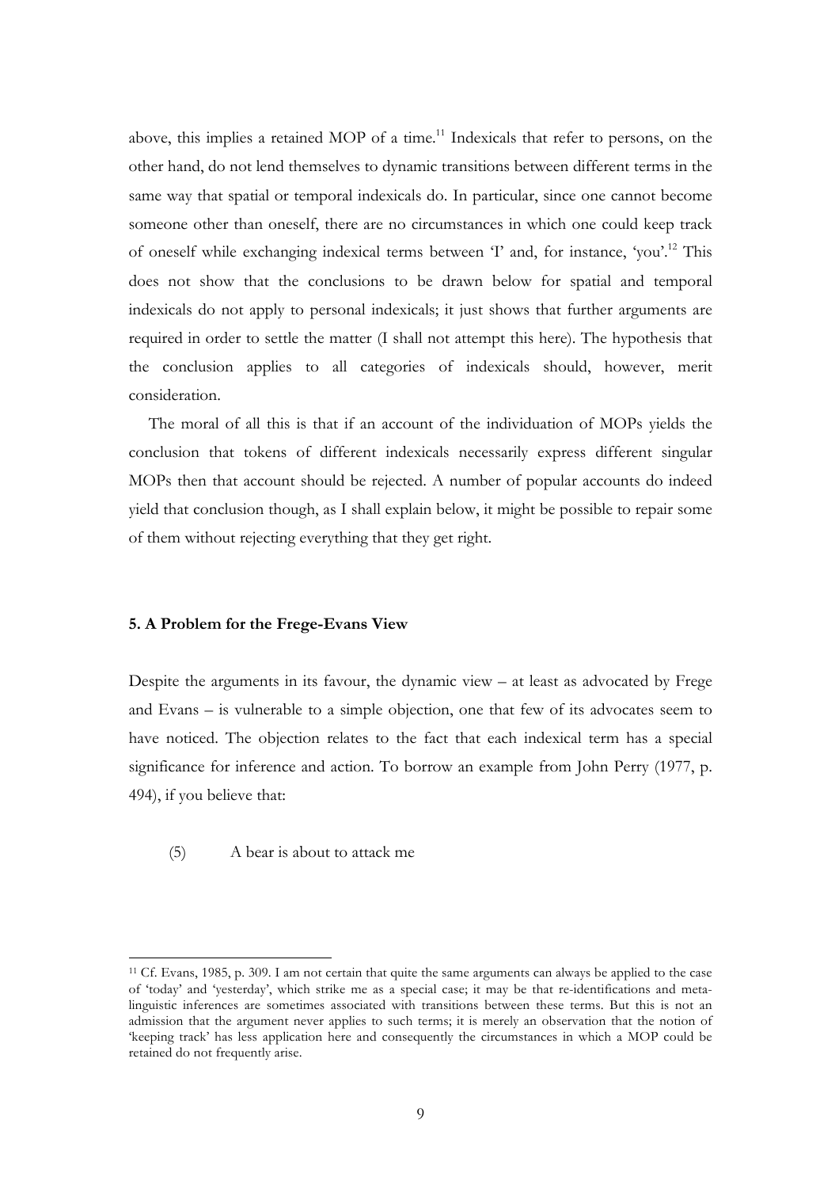above, this implies a retained MOP of a time.[11] Indexicals that refer to persons, on the other hand, do not lend themselves to dynamic transitions between different terms in the same way that spatial or temporal indexicals do. In particular, since one cannot become someone other than oneself, there are no circumstances in which one could keep track of oneself while exchanging indexical terms between 'I' and, for instance, 'you'.[12] This does not show that the conclusions to be drawn below for spatial and temporal indexicals do not apply to personal indexicals; it just shows that further arguments are required in order to settle the matter (I shall not attempt this here). The hypothesis that the conclusion applies to all categories of indexicals should, however, merit consideration.

The moral of all this is that if an account of the individuation of MOPs yields the conclusion that tokens of different indexicals necessarily express different singular MOPs then that account should be rejected. A number of popular accounts do indeed yield that conclusion though, as I shall explain below, it might be possible to repair some of them without rejecting everything that they get right.

### 5. A Problem for the Frege-Evans View

Despite the arguments in its favour, the dynamic view – at least as advocated by Frege and Evans – is vulnerable to a simple objection, one that few of its advocates seem to have noticed. The objection relates to the fact that each indexical term has a special significance for inference and action. To borrow an example from John Perry (1977, p. 494), if you believe that:

(5) A bear is about to attack me

[11] Cf. Evans, 1985, p. 309. I am not certain that quite the same arguments can always be applied to the case of 'today' and 'yesterday', which strike me as a special case; it may be that re-identifications and meta-linguistic inferences are sometimes associated with transitions between these terms. But this is not an admission that the argument never applies to such terms; it is merely an observation that the notion of 'keeping track' has less application here and consequently the circumstances in which a MOP could be retained do not frequently arise.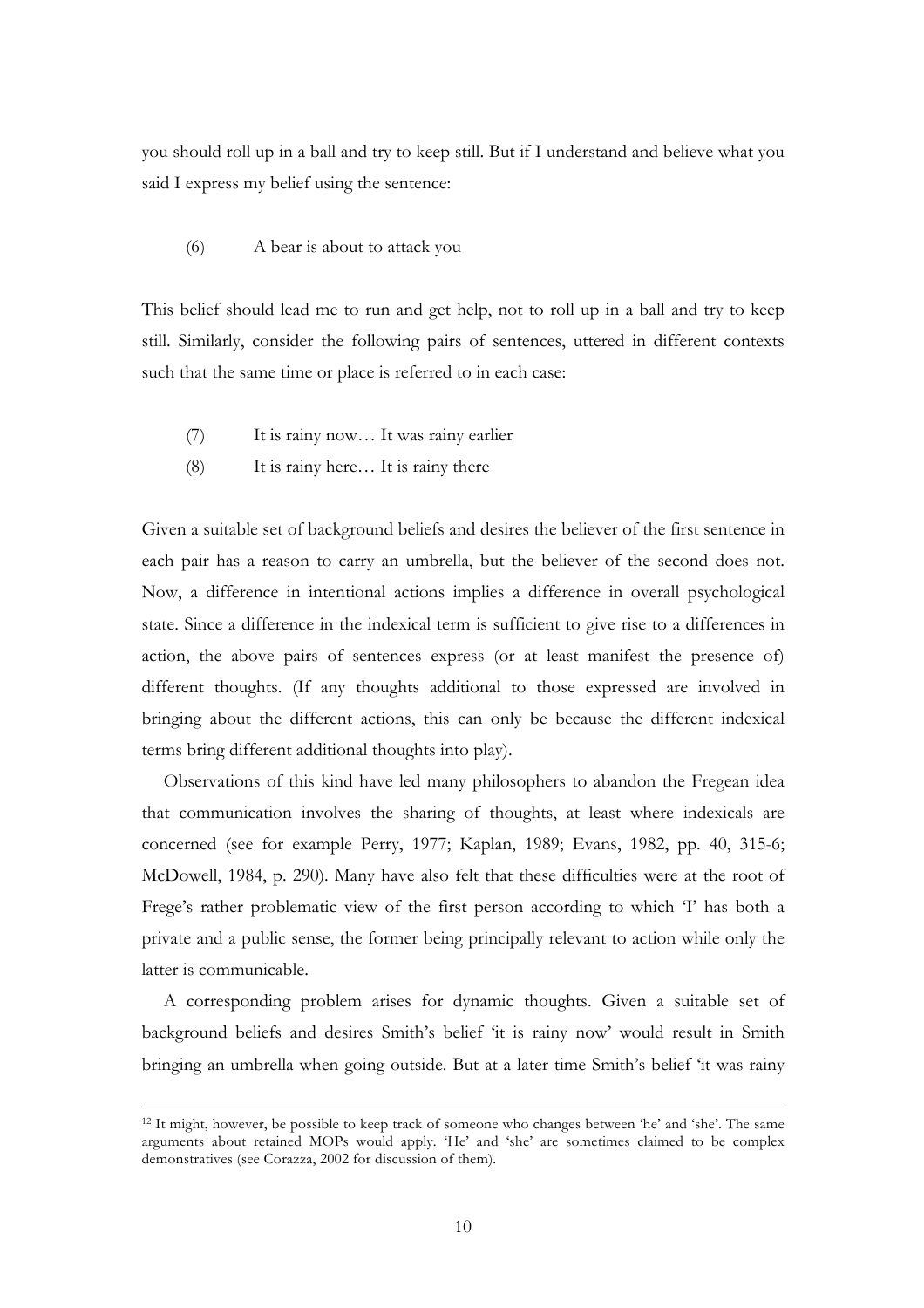you should roll up in a ball and try to keep still. But if I understand and believe what you said I express my belief using the sentence:

(6) A bear is about to attack you

This belief should lead me to run and get help, not to roll up in a ball and try to keep still. Similarly, consider the following pairs of sentences, uttered in different contexts such that the same time or place is referred to in each case:

(7) It is rainy now… It was rainy earlier

(8) It is rainy here… It is rainy there

Given a suitable set of background beliefs and desires the believer of the first sentence in each pair has a reason to carry an umbrella, but the believer of the second does not. Now, a difference in intentional actions implies a difference in overall psychological state. Since a difference in the indexical term is sufficient to give rise to a differences in action, the above pairs of sentences express (or at least manifest the presence of) different thoughts. (If any thoughts additional to those expressed are involved in bringing about the different actions, this can only be because the different indexical terms bring different additional thoughts into play).

Observations of this kind have led many philosophers to abandon the Fregean idea that communication involves the sharing of thoughts, at least where indexicals are concerned (see for example Perry, 1977; Kaplan, 1989; Evans, 1982, pp. 40, 315-6; McDowell, 1984, p. 290). Many have also felt that these difficulties were at the root of Frege's rather problematic view of the first person according to which 'I' has both a private and a public sense, the former being principally relevant to action while only the latter is communicable.

A corresponding problem arises for dynamic thoughts. Given a suitable set of background beliefs and desires Smith's belief 'it is rainy now' would result in Smith bringing an umbrella when going outside. But at a later time Smith's belief 'it was rainy

---

[12] It might, however, be possible to keep track of someone who changes between 'he' and 'she'. The same arguments about retained MOPs would apply. 'He' and 'she' are sometimes claimed to be complex demonstratives (see Corazza, 2002 for discussion of them).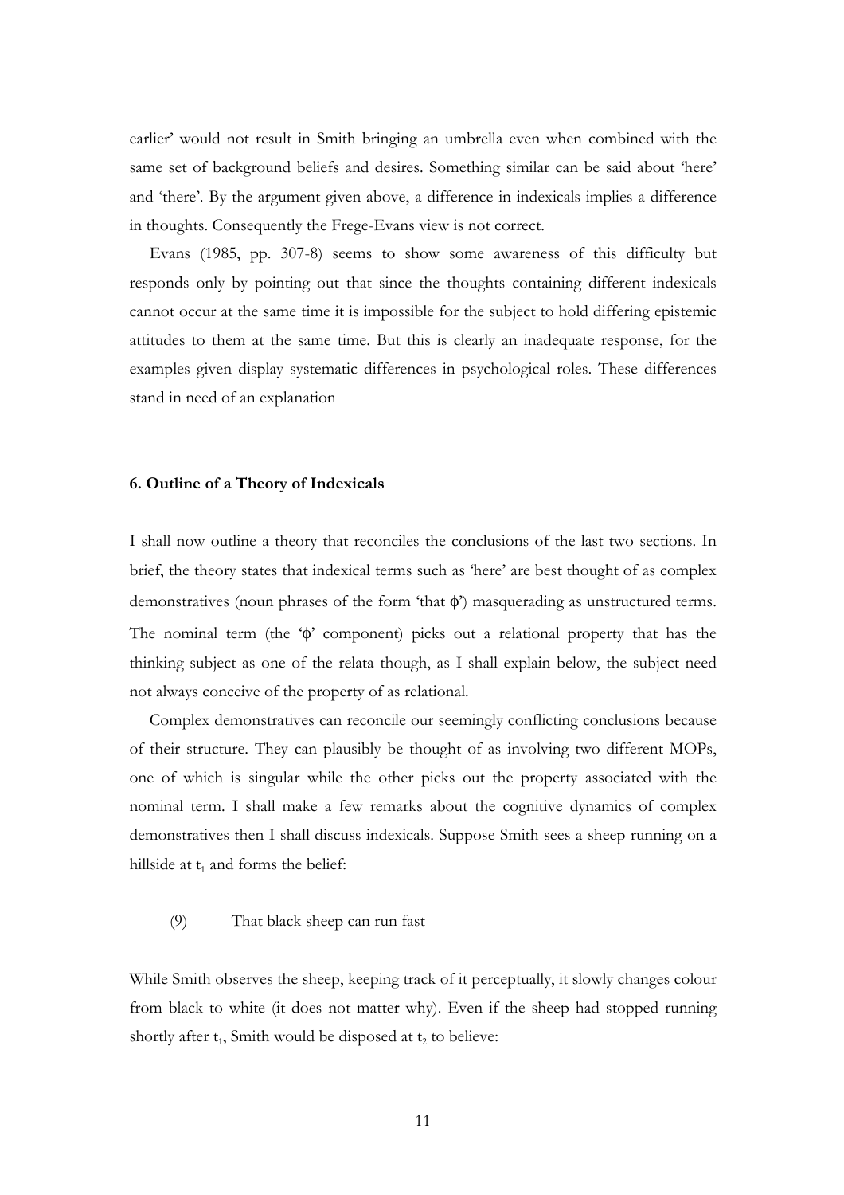earlier' would not result in Smith bringing an umbrella even when combined with the same set of background beliefs and desires. Something similar can be said about 'here' and 'there'. By the argument given above, a difference in indexicals implies a difference in thoughts. Consequently the Frege-Evans view is not correct.

Evans (1985, pp. 307-8) seems to show some awareness of this difficulty but responds only by pointing out that since the thoughts containing different indexicals cannot occur at the same time it is impossible for the subject to hold differing epistemic attitudes to them at the same time. But this is clearly an inadequate response, for the examples given display systematic differences in psychological roles. These differences stand in need of an explanation

### 6. Outline of a Theory of Indexicals

I shall now outline a theory that reconciles the conclusions of the last two sections. In brief, the theory states that indexical terms such as 'here' are best thought of as complex demonstratives (noun phrases of the form 'that ϕ') masquerading as unstructured terms. The nominal term (the 'ϕ' component) picks out a relational property that has the thinking subject as one of the relata though, as I shall explain below, the subject need not always conceive of the property of as relational.

Complex demonstratives can reconcile our seemingly conflicting conclusions because of their structure. They can plausibly be thought of as involving two different MOPs, one of which is singular while the other picks out the property associated with the nominal term. I shall make a few remarks about the cognitive dynamics of complex demonstratives then I shall discuss indexicals. Suppose Smith sees a sheep running on a hillside at $t_1$ and forms the belief:

(9) That black sheep can run fast

While Smith observes the sheep, keeping track of it perceptually, it slowly changes colour from black to white (it does not matter why). Even if the sheep had stopped running shortly after $t_1$, Smith would be disposed at $t_2$ to believe: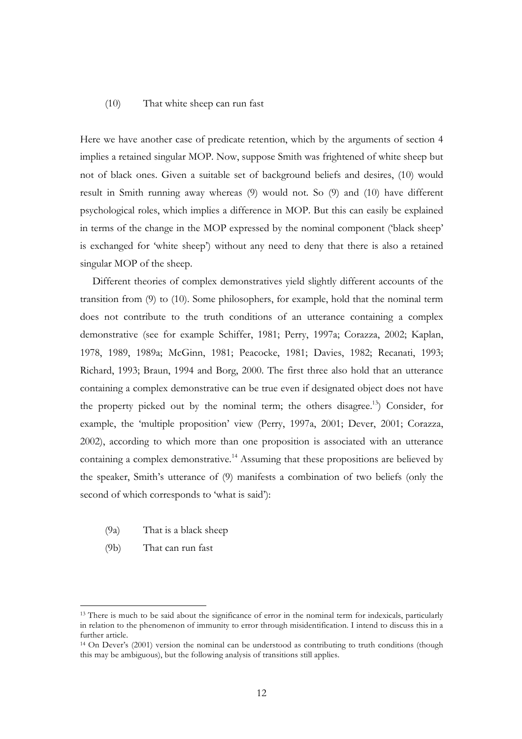(10) That white sheep can run fast

Here we have another case of predicate retention, which by the arguments of section 4 implies a retained singular MOP. Now, suppose Smith was frightened of white sheep but not of black ones. Given a suitable set of background beliefs and desires, (10) would result in Smith running away whereas (9) would not. So (9) and (10) have different psychological roles, which implies a difference in MOP. But this can easily be explained in terms of the change in the MOP expressed by the nominal component ('black sheep' is exchanged for 'white sheep') without any need to deny that there is also a retained singular MOP of the sheep.

Different theories of complex demonstratives yield slightly different accounts of the transition from (9) to (10). Some philosophers, for example, hold that the nominal term does not contribute to the truth conditions of an utterance containing a complex demonstrative (see for example Schiffer, 1981; Perry, 1997a; Corazza, 2002; Kaplan, 1978, 1989, 1989a; McGinn, 1981; Peacocke, 1981; Davies, 1982; Recanati, 1993; Richard, 1993; Braun, 1994 and Borg, 2000. The first three also hold that an utterance containing a complex demonstrative can be true even if designated object does not have the property picked out by the nominal term; the others disagree.[13]) Consider, for example, the 'multiple proposition' view (Perry, 1997a, 2001; Dever, 2001; Corazza, 2002), according to which more than one proposition is associated with an utterance containing a complex demonstrative.[14] Assuming that these propositions are believed by the speaker, Smith's utterance of (9) manifests a combination of two beliefs (only the second of which corresponds to 'what is said'):

(9a) That is a black sheep

(9b) That can run fast

---

[13] There is much to be said about the significance of error in the nominal term for indexicals, particularly in relation to the phenomenon of immunity to error through misidentification. I intend to discuss this in a further article.

[14] On Dever's (2001) version the nominal can be understood as contributing to truth conditions (though this may be ambiguous), but the following analysis of transitions still applies.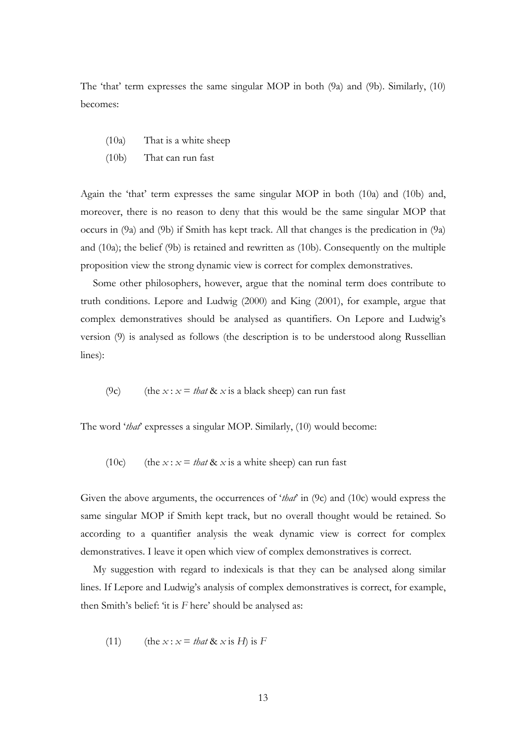The 'that' term expresses the same singular MOP in both (9a) and (9b). Similarly, (10) becomes:

(10a) That is a white sheep

(10b) That can run fast

Again the 'that' term expresses the same singular MOP in both (10a) and (10b) and, moreover, there is no reason to deny that this would be the same singular MOP that occurs in (9a) and (9b) if Smith has kept track. All that changes is the predication in (9a) and (10a); the belief (9b) is retained and rewritten as (10b). Consequently on the multiple proposition view the strong dynamic view is correct for complex demonstratives.

Some other philosophers, however, argue that the nominal term does contribute to truth conditions. Lepore and Ludwig (2000) and King (2001), for example, argue that complex demonstratives should be analysed as quantifiers. On Lepore and Ludwig's version (9) is analysed as follows (the description is to be understood along Russellian lines):

(9c) (the $x$ : $x$ = *that* & $x$ is a black sheep) can run fast

The word '*that*' expresses a singular MOP. Similarly, (10) would become:

(10c) (the $x$ : $x$ = *that* & $x$ is a white sheep) can run fast

Given the above arguments, the occurrences of '*that*' in (9c) and (10c) would express the same singular MOP if Smith kept track, but no overall thought would be retained. So according to a quantifier analysis the weak dynamic view is correct for complex demonstratives. I leave it open which view of complex demonstratives is correct.

My suggestion with regard to indexicals is that they can be analysed along similar lines. If Lepore and Ludwig's analysis of complex demonstratives is correct, for example, then Smith's belief: 'it is $F$ here' should be analysed as:

(11) (the $x$ : $x$ = *that* & $x$ is $H$) is $F$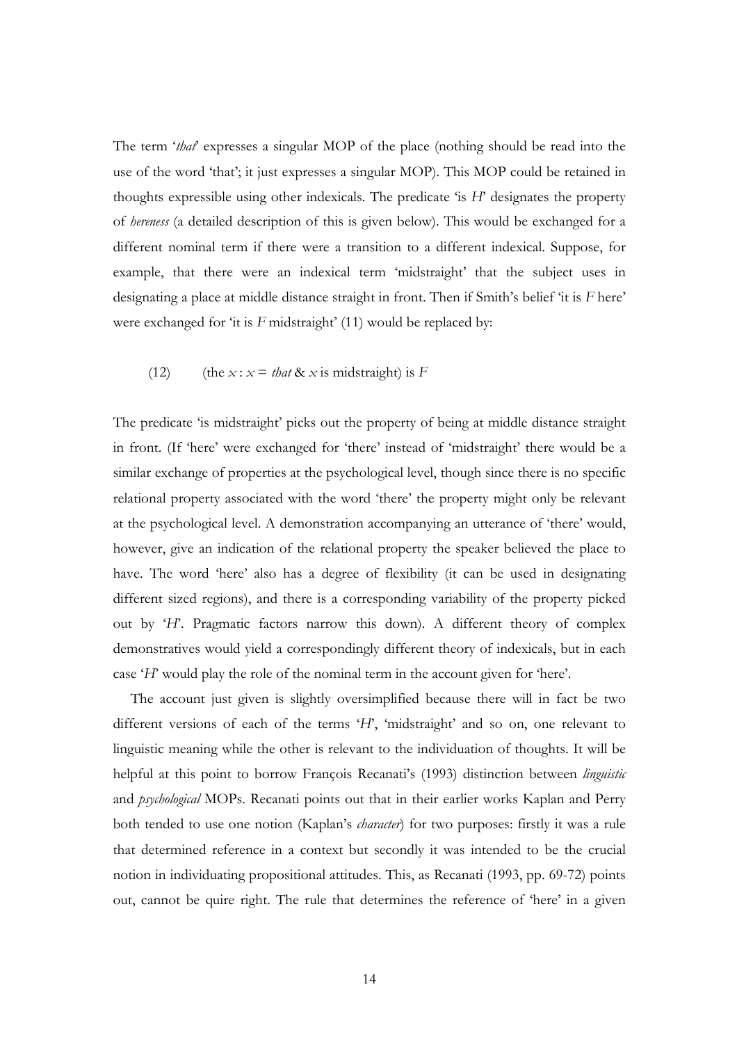The term '*that*' expresses a singular MOP of the place (nothing should be read into the use of the word 'that'; it just expresses a singular MOP). This MOP could be retained in thoughts expressible using other indexicals. The predicate 'is *H*' designates the property of *hereness* (a detailed description of this is given below). This would be exchanged for a different nominal term if there were a transition to a different indexical. Suppose, for example, that there were an indexical term 'midstraight' that the subject uses in designating a place at middle distance straight in front. Then if Smith's belief 'it is *F* here' were exchanged for 'it is *F* midstraight' (11) would be replaced by:

(12) (the $x$ : $x$ = *that* & $x$ is midstraight) is $F$

The predicate 'is midstraight' picks out the property of being at middle distance straight in front. (If 'here' were exchanged for 'there' instead of 'midstraight' there would be a similar exchange of properties at the psychological level, though since there is no specific relational property associated with the word 'there' the property might only be relevant at the psychological level. A demonstration accompanying an utterance of 'there' would, however, give an indication of the relational property the speaker believed the place to have. The word 'here' also has a degree of flexibility (it can be used in designating different sized regions), and there is a corresponding variability of the property picked out by '*H*'. Pragmatic factors narrow this down). A different theory of complex demonstratives would yield a correspondingly different theory of indexicals, but in each case '*H*' would play the role of the nominal term in the account given for 'here'.

The account just given is slightly oversimplified because there will in fact be two different versions of each of the terms '*H*', 'midstraight' and so on, one relevant to linguistic meaning while the other is relevant to the individuation of thoughts. It will be helpful at this point to borrow François Recanati's (1993) distinction between *linguistic* and *psychological* MOPs. Recanati points out that in their earlier works Kaplan and Perry both tended to use one notion (Kaplan's *character*) for two purposes: firstly it was a rule that determined reference in a context but secondly it was intended to be the crucial notion in individuating propositional attitudes. This, as Recanati (1993, pp. 69-72) points out, cannot be quire right. The rule that determines the reference of 'here' in a given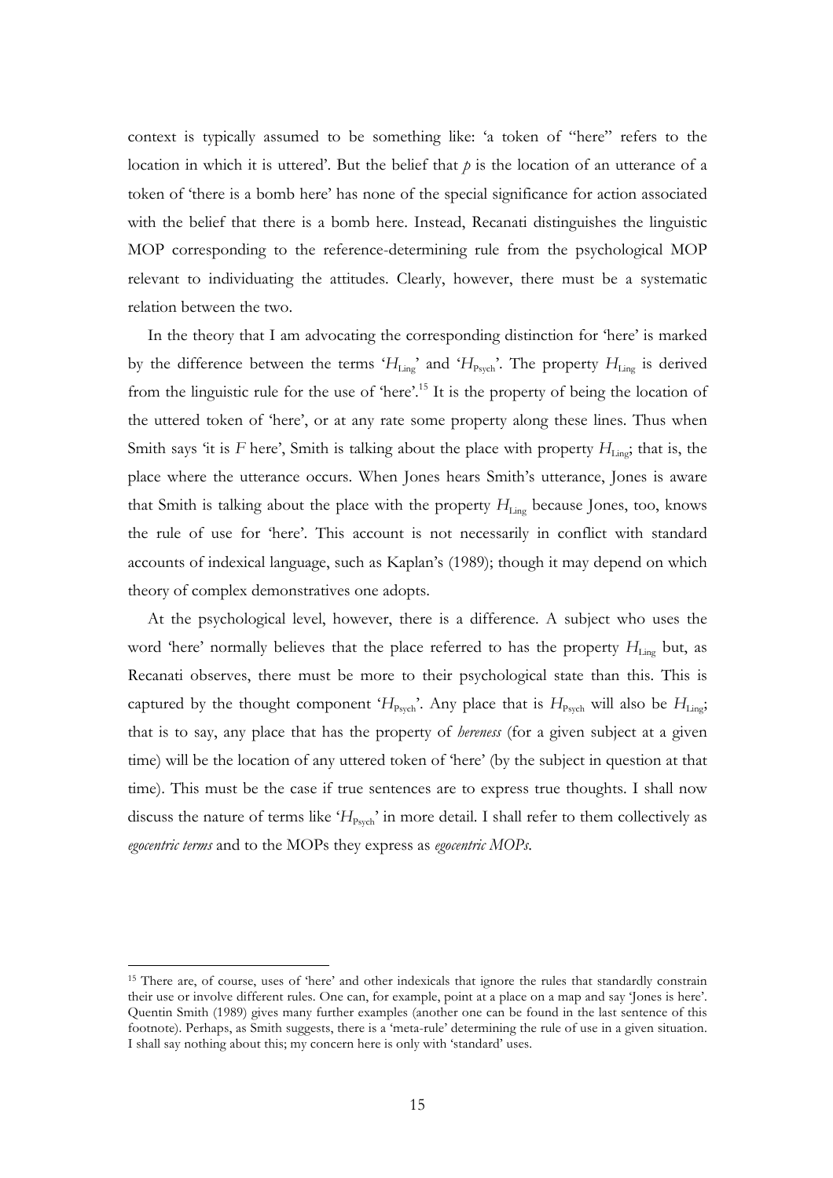context is typically assumed to be something like: 'a token of "here" refers to the location in which it is uttered'. But the belief that *p* is the location of an utterance of a token of 'there is a bomb here' has none of the special significance for action associated with the belief that there is a bomb here. Instead, Recanati distinguishes the linguistic MOP corresponding to the reference-determining rule from the psychological MOP relevant to individuating the attitudes. Clearly, however, there must be a systematic relation between the two.

In the theory that I am advocating the corresponding distinction for 'here' is marked by the difference between the terms '$H_{\text{Ling}}$' and '$H_{\text{Psych}}$'. The property $H_{\text{Ling}}$ is derived from the linguistic rule for the use of 'here'.[15] It is the property of being the location of the uttered token of 'here', or at any rate some property along these lines. Thus when Smith says 'it is *F* here', Smith is talking about the place with property $H_{\text{Ling}}$; that is, the place where the utterance occurs. When Jones hears Smith's utterance, Jones is aware that Smith is talking about the place with the property $H_{\text{Ling}}$ because Jones, too, knows the rule of use for 'here'. This account is not necessarily in conflict with standard accounts of indexical language, such as Kaplan's (1989); though it may depend on which theory of complex demonstratives one adopts.

At the psychological level, however, there is a difference. A subject who uses the word 'here' normally believes that the place referred to has the property $H_{\text{Ling}}$ but, as Recanati observes, there must be more to their psychological state than this. This is captured by the thought component '$H_{\text{Psych}}$'. Any place that is $H_{\text{Psych}}$ will also be $H_{\text{Ling}}$; that is to say, any place that has the property of *hereness* (for a given subject at a given time) will be the location of any uttered token of 'here' (by the subject in question at that time). This must be the case if true sentences are to express true thoughts. I shall now discuss the nature of terms like '$H_{\text{Psych}}$' in more detail. I shall refer to them collectively as *egocentric terms* and to the MOPs they express as *egocentric MOPs*.

---

[15] There are, of course, uses of 'here' and other indexicals that ignore the rules that standardly constrain their use or involve different rules. One can, for example, point at a place on a map and say 'Jones is here'. Quentin Smith (1989) gives many further examples (another one can be found in the last sentence of this footnote). Perhaps, as Smith suggests, there is a 'meta-rule' determining the rule of use in a given situation. I shall say nothing about this; my concern here is only with 'standard' uses.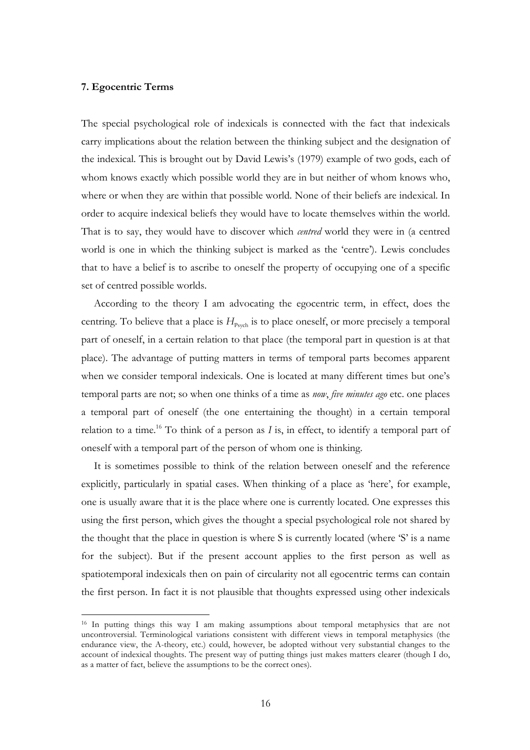### 7. Egocentric Terms

The special psychological role of indexicals is connected with the fact that indexicals carry implications about the relation between the thinking subject and the designation of the indexical. This is brought out by David Lewis's (1979) example of two gods, each of whom knows exactly which possible world they are in but neither of whom knows who, where or when they are within that possible world. None of their beliefs are indexical. In order to acquire indexical beliefs they would have to locate themselves within the world. That is to say, they would have to discover which *centred* world they were in (a centred world is one in which the thinking subject is marked as the 'centre'). Lewis concludes that to have a belief is to ascribe to oneself the property of occupying one of a specific set of centred possible worlds.

According to the theory I am advocating the egocentric term, in effect, does the centring. To believe that a place is $H_{\text{Psych}}$ is to place oneself, or more precisely a temporal part of oneself, in a certain relation to that place (the temporal part in question is at that place). The advantage of putting matters in terms of temporal parts becomes apparent when we consider temporal indexicals. One is located at many different times but one's temporal parts are not; so when one thinks of a time as *now*, *five minutes ago* etc. one places a temporal part of oneself (the one entertaining the thought) in a certain temporal relation to a time.[16] To think of a person as *I* is, in effect, to identify a temporal part of oneself with a temporal part of the person of whom one is thinking.

It is sometimes possible to think of the relation between oneself and the reference explicitly, particularly in spatial cases. When thinking of a place as 'here', for example, one is usually aware that it is the place where one is currently located. One expresses this using the first person, which gives the thought a special psychological role not shared by the thought that the place in question is where S is currently located (where 'S' is a name for the subject). But if the present account applies to the first person as well as spatiotemporal indexicals then on pain of circularity not all egocentric terms can contain the first person. In fact it is not plausible that thoughts expressed using other indexicals

[16] In putting things this way I am making assumptions about temporal metaphysics that are not uncontroversial. Terminological variations consistent with different views in temporal metaphysics (the endurance view, the A-theory, etc.) could, however, be adopted without very substantial changes to the account of indexical thoughts. The present way of putting things just makes matters clearer (though I do, as a matter of fact, believe the assumptions to be the correct ones).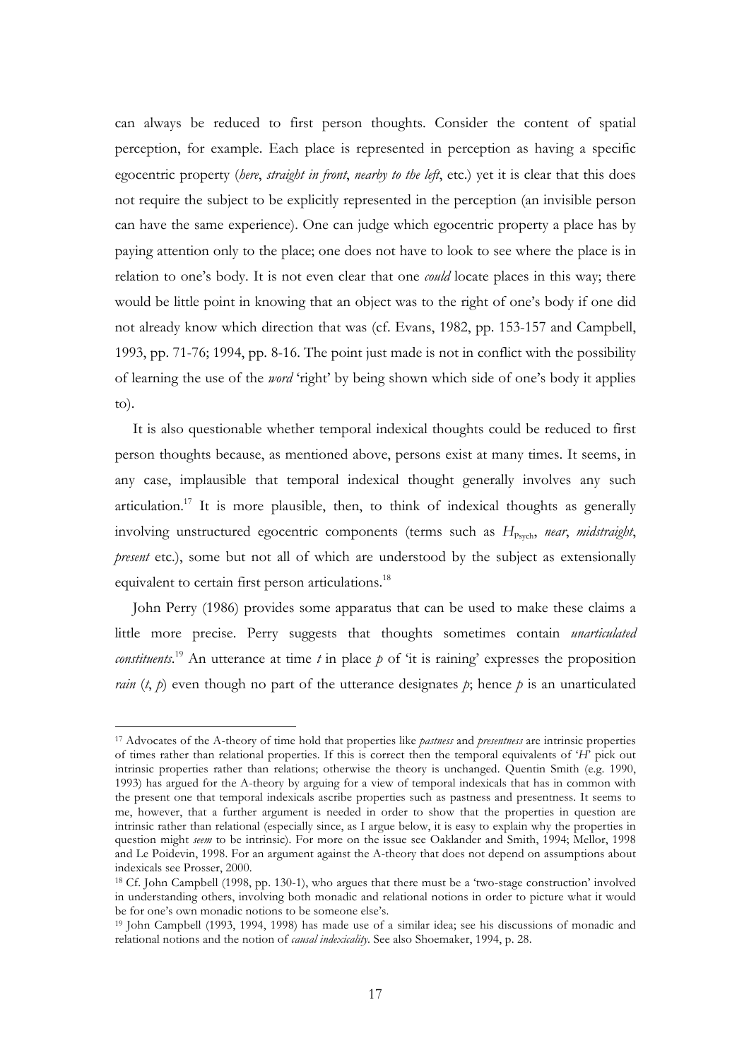can always be reduced to first person thoughts. Consider the content of spatial perception, for example. Each place is represented in perception as having a specific egocentric property (*here*, *straight in front*, *nearby to the left*, etc.) yet it is clear that this does not require the subject to be explicitly represented in the perception (an invisible person can have the same experience). One can judge which egocentric property a place has by paying attention only to the place; one does not have to look to see where the place is in relation to one's body. It is not even clear that one *could* locate places in this way; there would be little point in knowing that an object was to the right of one's body if one did not already know which direction that was (cf. Evans, 1982, pp. 153-157 and Campbell, 1993, pp. 71-76; 1994, pp. 8-16. The point just made is not in conflict with the possibility of learning the use of the *word* 'right' by being shown which side of one's body it applies to).

It is also questionable whether temporal indexical thoughts could be reduced to first person thoughts because, as mentioned above, persons exist at many times. It seems, in any case, implausible that temporal indexical thought generally involves any such articulation.[17] It is more plausible, then, to think of indexical thoughts as generally involving unstructured egocentric components (terms such as $H_{\text{Psych}}$, *near*, *midstraight*, *present* etc.), some but not all of which are understood by the subject as extensionally equivalent to certain first person articulations.[18]

John Perry (1986) provides some apparatus that can be used to make these claims a little more precise. Perry suggests that thoughts sometimes contain *unarticulated constituents*.[19] An utterance at time $t$ in place $p$ of 'it is raining' expresses the proposition *rain* ($t$, $p$) even though no part of the utterance designates $p$; hence $p$ is an unarticulated

---

[17] Advocates of the A-theory of time hold that properties like *pastness* and *presentness* are intrinsic properties of times rather than relational properties. If this is correct then the temporal equivalents of '$H$' pick out intrinsic properties rather than relations; otherwise the theory is unchanged. Quentin Smith (e.g. 1990, 1993) has argued for the A-theory by arguing for a view of temporal indexicals that has in common with the present one that temporal indexicals ascribe properties such as pastness and presentness. It seems to me, however, that a further argument is needed in order to show that the properties in question are intrinsic rather than relational (especially since, as I argue below, it is easy to explain why the properties in question might *seem* to be intrinsic). For more on the issue see Oaklander and Smith, 1994; Mellor, 1998 and Le Poidevin, 1998. For an argument against the A-theory that does not depend on assumptions about indexicals see Prosser, 2000.

[18] Cf. John Campbell (1998, pp. 130-1), who argues that there must be a 'two-stage construction' involved in understanding others, involving both monadic and relational notions in order to picture what it would be for one's own monadic notions to be someone else's.

[19] John Campbell (1993, 1994, 1998) has made use of a similar idea; see his discussions of monadic and relational notions and the notion of *causal indexicality*. See also Shoemaker, 1994, p. 28.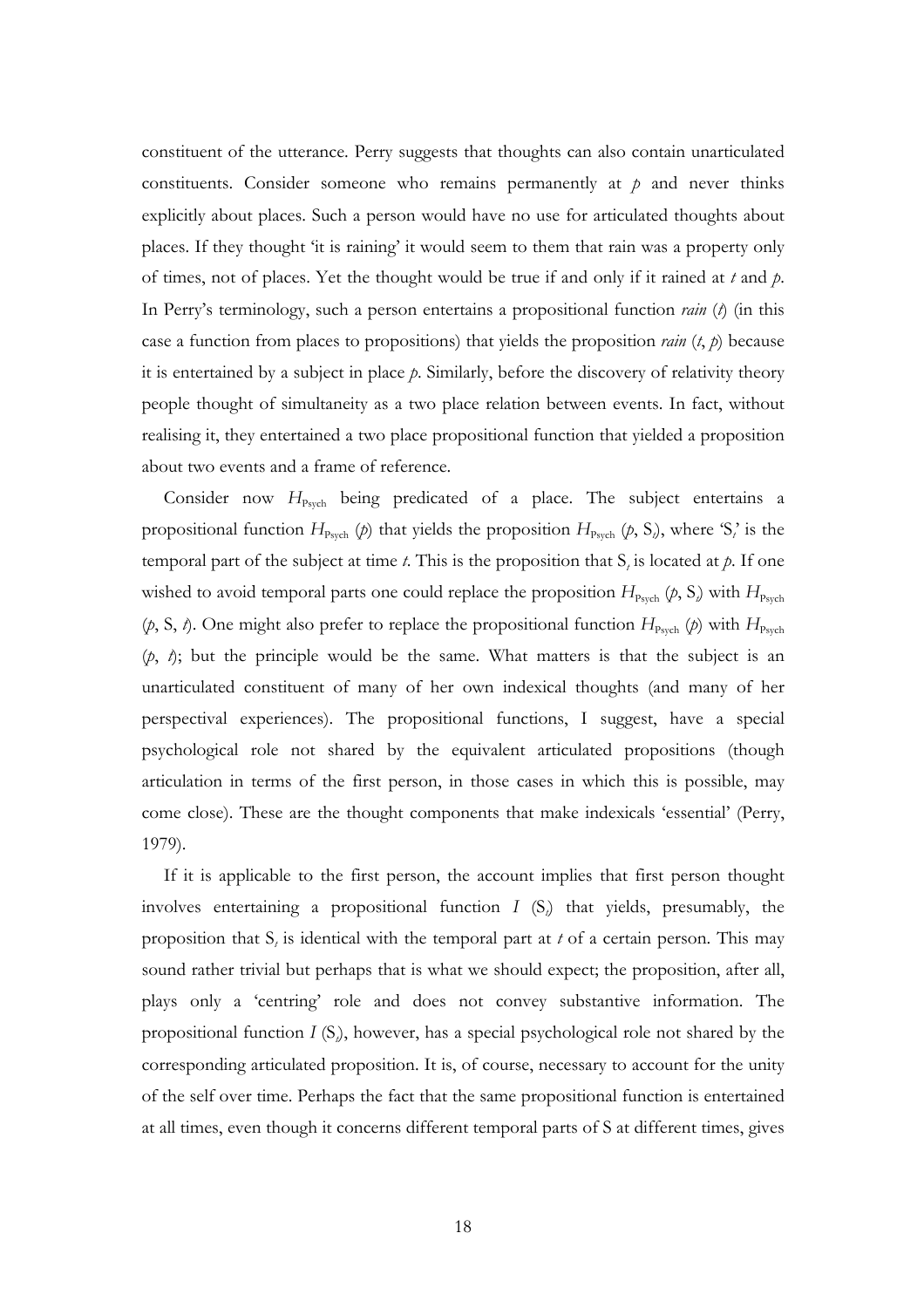constituent of the utterance. Perry suggests that thoughts can also contain unarticulated constituents. Consider someone who remains permanently at $p$ and never thinks explicitly about places. Such a person would have no use for articulated thoughts about places. If they thought 'it is raining' it would seem to them that rain was a property only of times, not of places. Yet the thought would be true if and only if it rained at $t$ and $p$. In Perry's terminology, such a person entertains a propositional function *rain* ($t$) (in this case a function from places to propositions) that yields the proposition *rain* ($t$, $p$) because it is entertained by a subject in place $p$. Similarly, before the discovery of relativity theory people thought of simultaneity as a two place relation between events. In fact, without realising it, they entertained a two place propositional function that yielded a proposition about two events and a frame of reference.

Consider now $H_{\text{Psych}}$ being predicated of a place. The subject entertains a propositional function $H_{\text{Psych}}$ ($p$) that yields the proposition $H_{\text{Psych}}$ ($p$, $S_t$), where '$S_t$' is the temporal part of the subject at time $t$. This is the proposition that $S_t$ is located at $p$. If one wished to avoid temporal parts one could replace the proposition $H_{\text{Psych}}$ ($p$, $S_t$) with $H_{\text{Psych}}$ ($p$, S, $t$). One might also prefer to replace the propositional function $H_{\text{Psych}}$ ($p$) with $H_{\text{Psych}}$ ($p$, $t$); but the principle would be the same. What matters is that the subject is an unarticulated constituent of many of her own indexical thoughts (and many of her perspectival experiences). The propositional functions, I suggest, have a special psychological role not shared by the equivalent articulated propositions (though articulation in terms of the first person, in those cases in which this is possible, may come close). These are the thought components that make indexicals 'essential' (Perry, 1979).

If it is applicable to the first person, the account implies that first person thought involves entertaining a propositional function $I$ ($S_t$) that yields, presumably, the proposition that $S_t$ is identical with the temporal part at $t$ of a certain person. This may sound rather trivial but perhaps that is what we should expect; the proposition, after all, plays only a 'centring' role and does not convey substantive information. The propositional function $I$ ($S_t$), however, has a special psychological role not shared by the corresponding articulated proposition. It is, of course, necessary to account for the unity of the self over time. Perhaps the fact that the same propositional function is entertained at all times, even though it concerns different temporal parts of S at different times, gives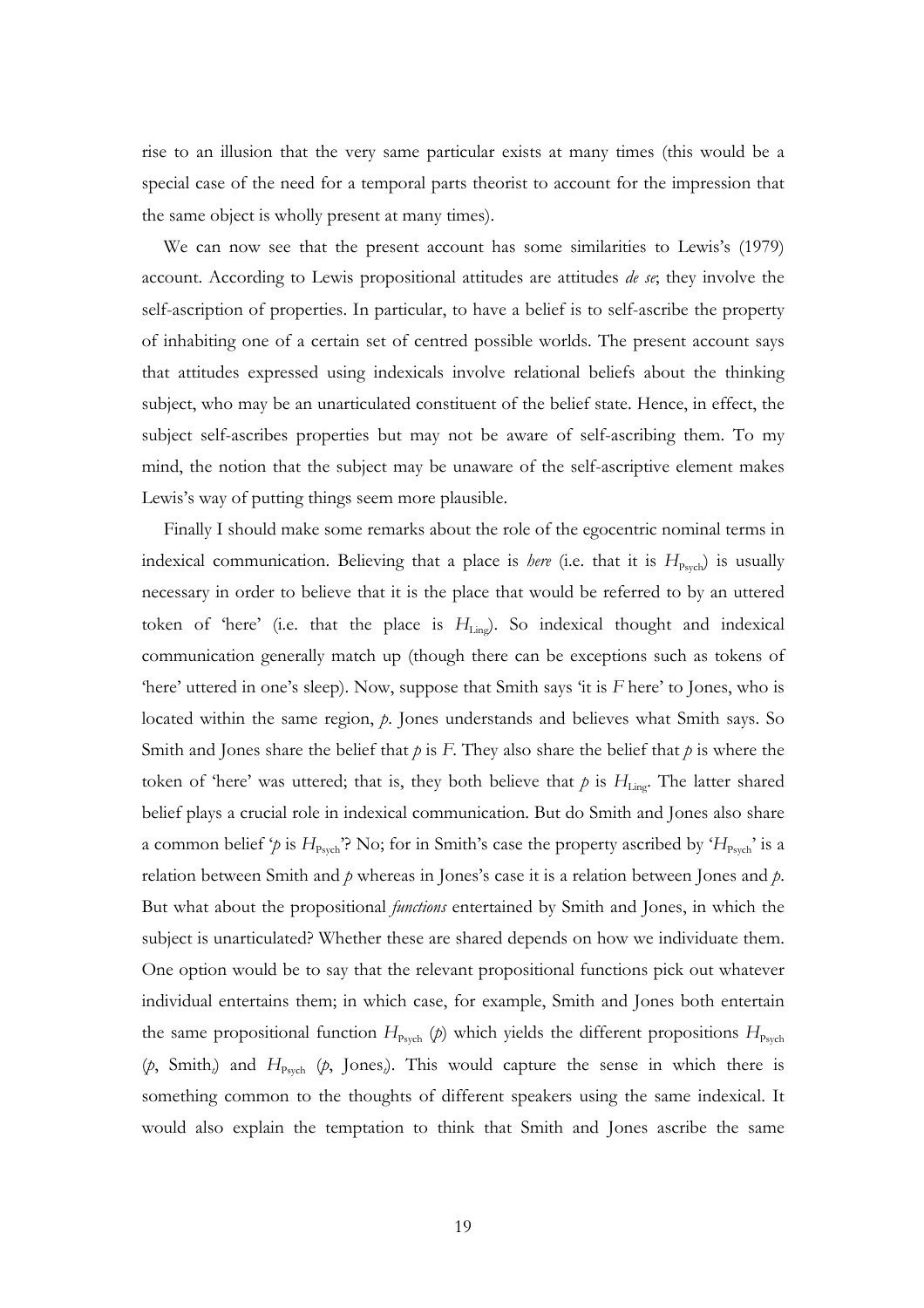rise to an illusion that the very same particular exists at many times (this would be a special case of the need for a temporal parts theorist to account for the impression that the same object is wholly present at many times).

We can now see that the present account has some similarities to Lewis's (1979) account. According to Lewis propositional attitudes are attitudes *de se*; they involve the self-ascription of properties. In particular, to have a belief is to self-ascribe the property of inhabiting one of a certain set of centred possible worlds. The present account says that attitudes expressed using indexicals involve relational beliefs about the thinking subject, who may be an unarticulated constituent of the belief state. Hence, in effect, the subject self-ascribes properties but may not be aware of self-ascribing them. To my mind, the notion that the subject may be unaware of the self-ascriptive element makes Lewis's way of putting things seem more plausible.

Finally I should make some remarks about the role of the egocentric nominal terms in indexical communication. Believing that a place is *here* (i.e. that it is $H_{\text{Psych}}$) is usually necessary in order to believe that it is the place that would be referred to by an uttered token of 'here' (i.e. that the place is $H_{\text{Ling}}$). So indexical thought and indexical communication generally match up (though there can be exceptions such as tokens of 'here' uttered in one's sleep). Now, suppose that Smith says 'it is *F* here' to Jones, who is located within the same region, *p*. Jones understands and believes what Smith says. So Smith and Jones share the belief that *p* is *F*. They also share the belief that *p* is where the token of 'here' was uttered; that is, they both believe that *p* is $H_{\text{Ling}}$. The latter shared belief plays a crucial role in indexical communication. But do Smith and Jones also share a common belief '*p* is $H_{\text{Psych}}$'? No; for in Smith's case the property ascribed by '$H_{\text{Psych}}$' is a relation between Smith and *p* whereas in Jones's case it is a relation between Jones and *p*. But what about the propositional *functions* entertained by Smith and Jones, in which the subject is unarticulated? Whether these are shared depends on how we individuate them. One option would be to say that the relevant propositional functions pick out whatever individual entertains them; in which case, for example, Smith and Jones both entertain the same propositional function $H_{\text{Psych}}$ (*p*) which yields the different propositions $H_{\text{Psych}}$ (*p*, Smith$_t$) and $H_{\text{Psych}}$ (*p*, Jones$_t$). This would capture the sense in which there is something common to the thoughts of different speakers using the same indexical. It would also explain the temptation to think that Smith and Jones ascribe the same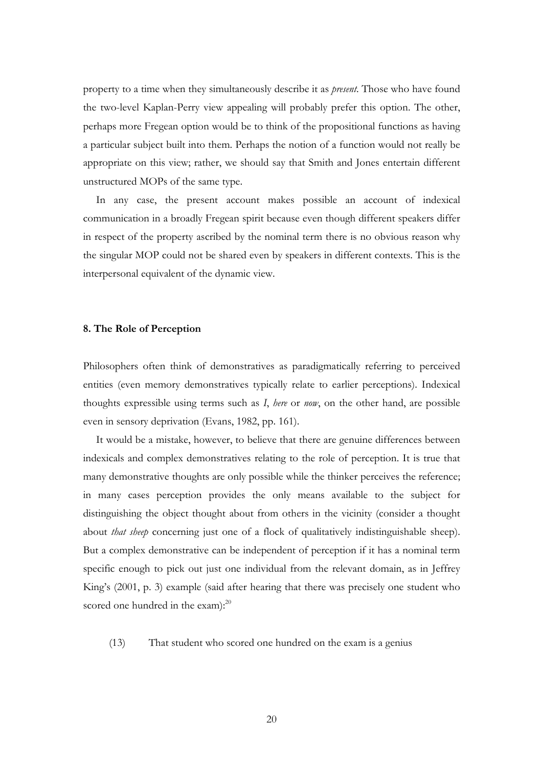property to a time when they simultaneously describe it as *present*. Those who have found the two-level Kaplan-Perry view appealing will probably prefer this option. The other, perhaps more Fregean option would be to think of the propositional functions as having a particular subject built into them. Perhaps the notion of a function would not really be appropriate on this view; rather, we should say that Smith and Jones entertain different unstructured MOPs of the same type.

In any case, the present account makes possible an account of indexical communication in a broadly Fregean spirit because even though different speakers differ in respect of the property ascribed by the nominal term there is no obvious reason why the singular MOP could not be shared even by speakers in different contexts. This is the interpersonal equivalent of the dynamic view.

## 8. The Role of Perception

Philosophers often think of demonstratives as paradigmatically referring to perceived entities (even memory demonstratives typically relate to earlier perceptions). Indexical thoughts expressible using terms such as *I*, *here* or *now*, on the other hand, are possible even in sensory deprivation (Evans, 1982, pp. 161).

It would be a mistake, however, to believe that there are genuine differences between indexicals and complex demonstratives relating to the role of perception. It is true that many demonstrative thoughts are only possible while the thinker perceives the reference; in many cases perception provides the only means available to the subject for distinguishing the object thought about from others in the vicinity (consider a thought about *that sheep* concerning just one of a flock of qualitatively indistinguishable sheep). But a complex demonstrative can be independent of perception if it has a nominal term specific enough to pick out just one individual from the relevant domain, as in Jeffrey King's (2001, p. 3) example (said after hearing that there was precisely one student who scored one hundred in the exam):[20]

(13) That student who scored one hundred on the exam is a genius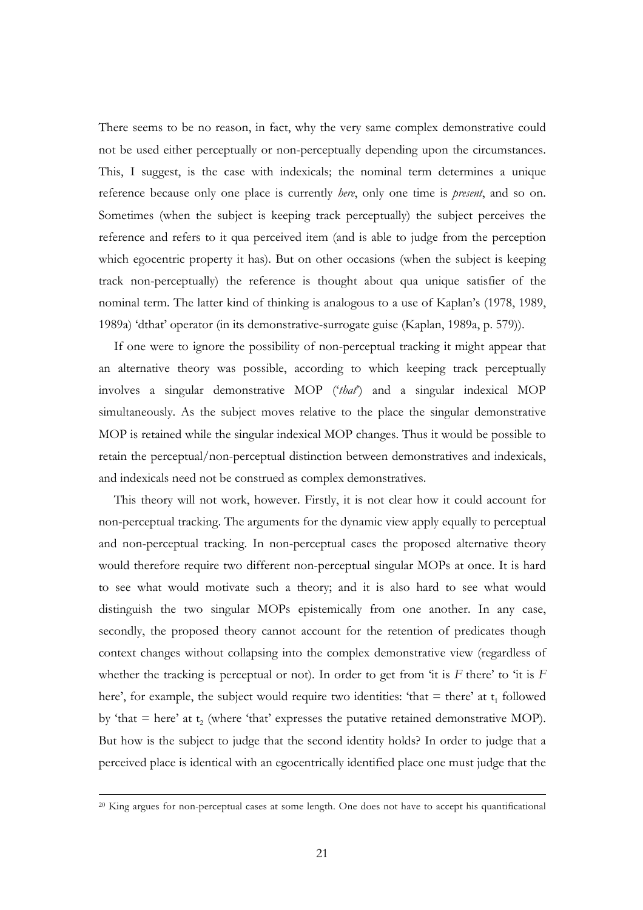There seems to be no reason, in fact, why the very same complex demonstrative could not be used either perceptually or non-perceptually depending upon the circumstances. This, I suggest, is the case with indexicals; the nominal term determines a unique reference because only one place is currently *here*, only one time is *present*, and so on. Sometimes (when the subject is keeping track perceptually) the subject perceives the reference and refers to it qua perceived item (and is able to judge from the perception which egocentric property it has). But on other occasions (when the subject is keeping track non-perceptually) the reference is thought about qua unique satisfier of the nominal term. The latter kind of thinking is analogous to a use of Kaplan's (1978, 1989, 1989a) 'dthat' operator (in its demonstrative-surrogate guise (Kaplan, 1989a, p. 579)).

If one were to ignore the possibility of non-perceptual tracking it might appear that an alternative theory was possible, according to which keeping track perceptually involves a singular demonstrative MOP ('*that*') and a singular indexical MOP simultaneously. As the subject moves relative to the place the singular demonstrative MOP is retained while the singular indexical MOP changes. Thus it would be possible to retain the perceptual/non-perceptual distinction between demonstratives and indexicals, and indexicals need not be construed as complex demonstratives.

This theory will not work, however. Firstly, it is not clear how it could account for non-perceptual tracking. The arguments for the dynamic view apply equally to perceptual and non-perceptual tracking. In non-perceptual cases the proposed alternative theory would therefore require two different non-perceptual singular MOPs at once. It is hard to see what would motivate such a theory; and it is also hard to see what would distinguish the two singular MOPs epistemically from one another. In any case, secondly, the proposed theory cannot account for the retention of predicates though context changes without collapsing into the complex demonstrative view (regardless of whether the tracking is perceptual or not). In order to get from 'it is $F$ there' to 'it is $F$ here', for example, the subject would require two identities: 'that = there' at $t_1$ followed by 'that = here' at $t_2$ (where 'that' expresses the putative retained demonstrative MOP). But how is the subject to judge that the second identity holds? In order to judge that a perceived place is identical with an egocentrically identified place one must judge that the

[20] King argues for non-perceptual cases at some length. One does not have to accept his quantificational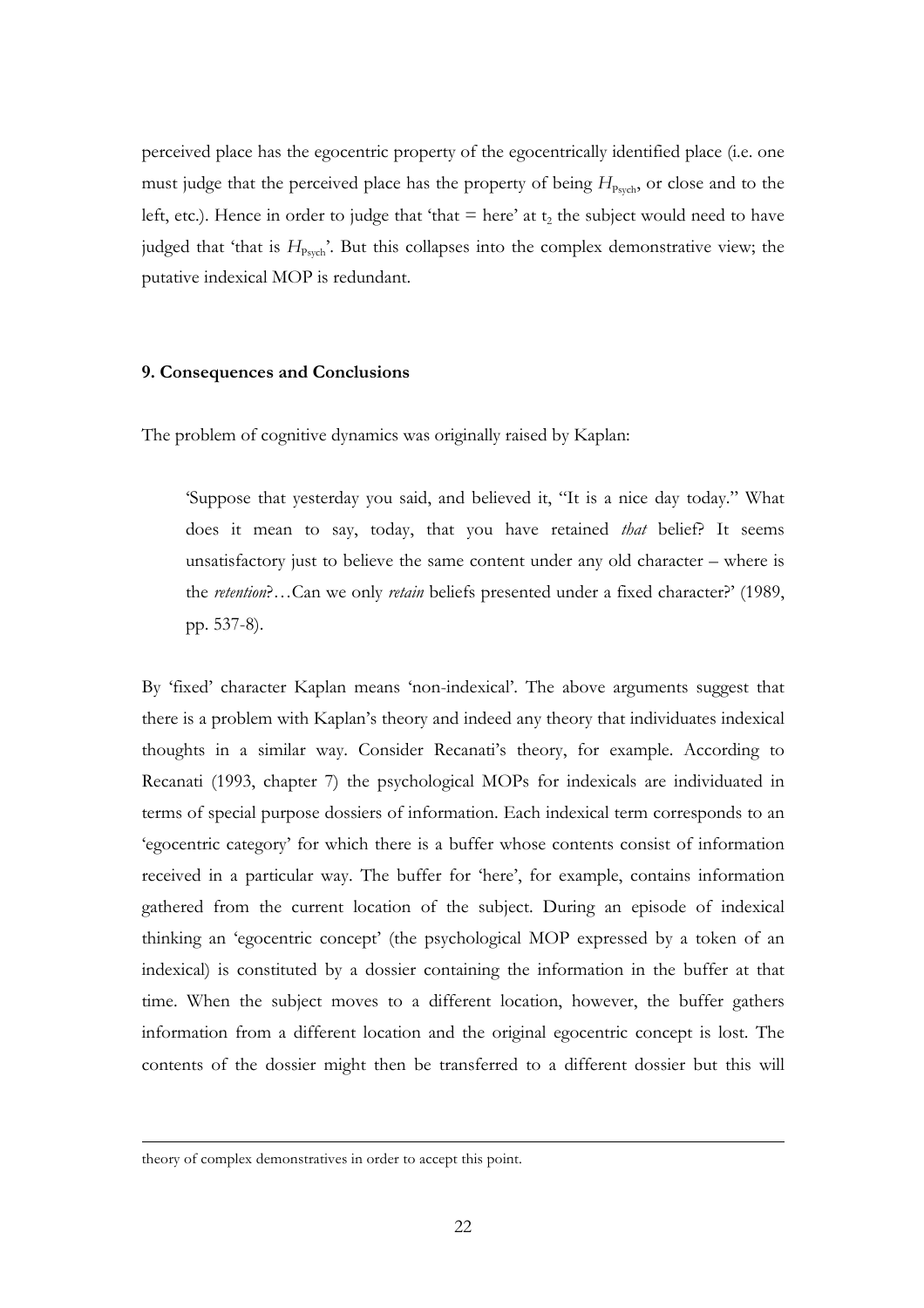perceived place has the egocentric property of the egocentrically identified place (i.e. one must judge that the perceived place has the property of being $H_{Psych}$, or close and to the left, etc.). Hence in order to judge that 'that = here' at $t_2$ the subject would need to have judged that 'that is $H_{Psych}$'. But this collapses into the complex demonstrative view; the putative indexical MOP is redundant.

**9. Consequences and Conclusions**

The problem of cognitive dynamics was originally raised by Kaplan:

> 'Suppose that yesterday you said, and believed it, "It is a nice day today." What does it mean to say, today, that you have retained *that* belief? It seems unsatisfactory just to believe the same content under any old character – where is the *retention*?…Can we only *retain* beliefs presented under a fixed character?' (1989, pp. 537-8).

By 'fixed' character Kaplan means 'non-indexical'. The above arguments suggest that there is a problem with Kaplan's theory and indeed any theory that individuates indexical thoughts in a similar way. Consider Recanati's theory, for example. According to Recanati (1993, chapter 7) the psychological MOPs for indexicals are individuated in terms of special purpose dossiers of information. Each indexical term corresponds to an 'egocentric category' for which there is a buffer whose contents consist of information received in a particular way. The buffer for 'here', for example, contains information gathered from the current location of the subject. During an episode of indexical thinking an 'egocentric concept' (the psychological MOP expressed by a token of an indexical) is constituted by a dossier containing the information in the buffer at that time. When the subject moves to a different location, however, the buffer gathers information from a different location and the original egocentric concept is lost. The contents of the dossier might then be transferred to a different dossier but this will

theory of complex demonstratives in order to accept this point.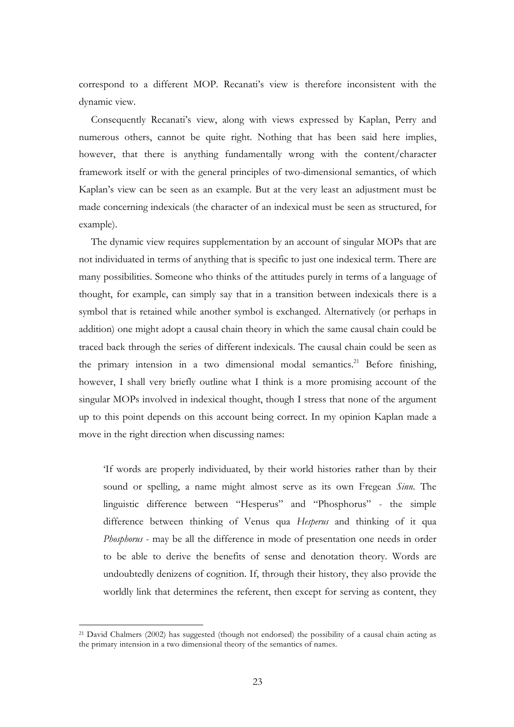correspond to a different MOP. Recanati's view is therefore inconsistent with the dynamic view.

Consequently Recanati's view, along with views expressed by Kaplan, Perry and numerous others, cannot be quite right. Nothing that has been said here implies, however, that there is anything fundamentally wrong with the content/character framework itself or with the general principles of two-dimensional semantics, of which Kaplan's view can be seen as an example. But at the very least an adjustment must be made concerning indexicals (the character of an indexical must be seen as structured, for example).

The dynamic view requires supplementation by an account of singular MOPs that are not individuated in terms of anything that is specific to just one indexical term. There are many possibilities. Someone who thinks of the attitudes purely in terms of a language of thought, for example, can simply say that in a transition between indexicals there is a symbol that is retained while another symbol is exchanged. Alternatively (or perhaps in addition) one might adopt a causal chain theory in which the same causal chain could be traced back through the series of different indexicals. The causal chain could be seen as the primary intension in a two dimensional modal semantics.[21] Before finishing, however, I shall very briefly outline what I think is a more promising account of the singular MOPs involved in indexical thought, though I stress that none of the argument up to this point depends on this account being correct. In my opinion Kaplan made a move in the right direction when discussing names:

> 'If words are properly individuated, by their world histories rather than by their sound or spelling, a name might almost serve as its own Fregean *Sinn*. The linguistic difference between "Hesperus" and "Phosphorus" - the simple difference between thinking of Venus qua *Hesperus* and thinking of it qua *Phosphorus* - may be all the difference in mode of presentation one needs in order to be able to derive the benefits of sense and denotation theory. Words are undoubtedly denizens of cognition. If, through their history, they also provide the worldly link that determines the referent, then except for serving as content, they

[21] David Chalmers (2002) has suggested (though not endorsed) the possibility of a causal chain acting as the primary intension in a two dimensional theory of the semantics of names.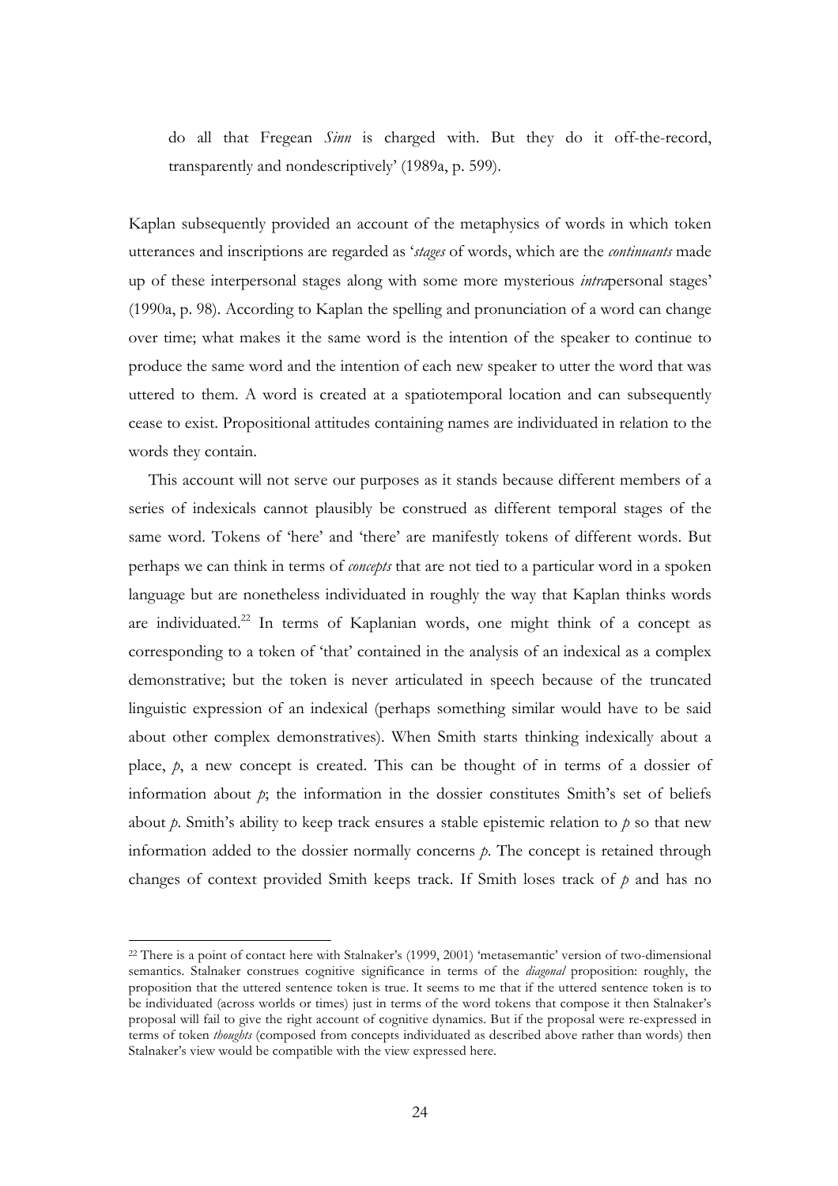do all that Fregean *Sinn* is charged with. But they do it off-the-record, transparently and nondescriptively' (1989a, p. 599).

Kaplan subsequently provided an account of the metaphysics of words in which token utterances and inscriptions are regarded as '*stages* of words, which are the *continuants* made up of these interpersonal stages along with some more mysterious *intra*personal stages' (1990a, p. 98). According to Kaplan the spelling and pronunciation of a word can change over time; what makes it the same word is the intention of the speaker to continue to produce the same word and the intention of each new speaker to utter the word that was uttered to them. A word is created at a spatiotemporal location and can subsequently cease to exist. Propositional attitudes containing names are individuated in relation to the words they contain.

This account will not serve our purposes as it stands because different members of a series of indexicals cannot plausibly be construed as different temporal stages of the same word. Tokens of 'here' and 'there' are manifestly tokens of different words. But perhaps we can think in terms of *concepts* that are not tied to a particular word in a spoken language but are nonetheless individuated in roughly the way that Kaplan thinks words are individuated.[22] In terms of Kaplanian words, one might think of a concept as corresponding to a token of 'that' contained in the analysis of an indexical as a complex demonstrative; but the token is never articulated in speech because of the truncated linguistic expression of an indexical (perhaps something similar would have to be said about other complex demonstratives). When Smith starts thinking indexically about a place, *p*, a new concept is created. This can be thought of in terms of a dossier of information about *p*; the information in the dossier constitutes Smith's set of beliefs about *p*. Smith's ability to keep track ensures a stable epistemic relation to *p* so that new information added to the dossier normally concerns *p*. The concept is retained through changes of context provided Smith keeps track. If Smith loses track of *p* and has no

[22] There is a point of contact here with Stalnaker's (1999, 2001) 'metasemantic' version of two-dimensional semantics. Stalnaker construes cognitive significance in terms of the *diagonal* proposition: roughly, the proposition that the uttered sentence token is true. It seems to me that if the uttered sentence token is to be individuated (across worlds or times) just in terms of the word tokens that compose it then Stalnaker's proposal will fail to give the right account of cognitive dynamics. But if the proposal were re-expressed in terms of token *thoughts* (composed from concepts individuated as described above rather than words) then Stalnaker's view would be compatible with the view expressed here.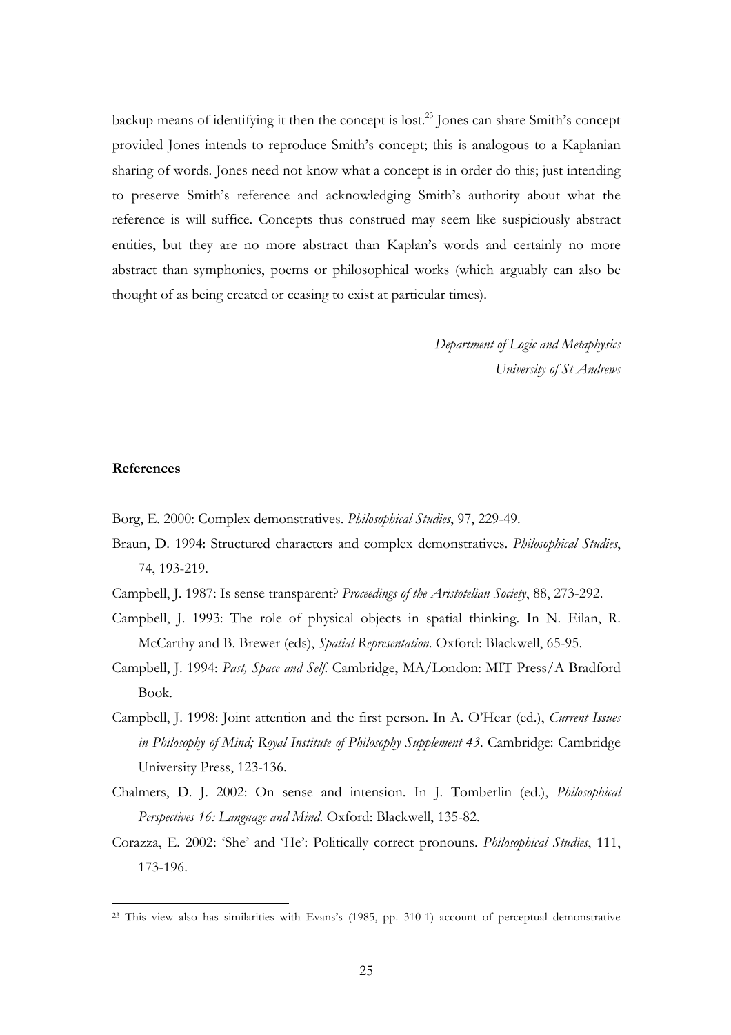backup means of identifying it then the concept is lost.[23] Jones can share Smith's concept provided Jones intends to reproduce Smith's concept; this is analogous to a Kaplanian sharing of words. Jones need not know what a concept is in order do this; just intending to preserve Smith's reference and acknowledging Smith's authority about what the reference is will suffice. Concepts thus construed may seem like suspiciously abstract entities, but they are no more abstract than Kaplan's words and certainly no more abstract than symphonies, poems or philosophical works (which arguably can also be thought of as being created or ceasing to exist at particular times).

*Department of Logic and Metaphysics*
*University of St Andrews*

**References**

Borg, E. 2000: Complex demonstratives. *Philosophical Studies*, 97, 229-49.

Braun, D. 1994: Structured characters and complex demonstratives. *Philosophical Studies*, 74, 193-219.

Campbell, J. 1987: Is sense transparent? *Proceedings of the Aristotelian Society*, 88, 273-292.

Campbell, J. 1993: The role of physical objects in spatial thinking. In N. Eilan, R. McCarthy and B. Brewer (eds), *Spatial Representation*. Oxford: Blackwell, 65-95.

Campbell, J. 1994: *Past, Space and Self*. Cambridge, MA/London: MIT Press/A Bradford Book.

Campbell, J. 1998: Joint attention and the first person. In A. O'Hear (ed.), *Current Issues in Philosophy of Mind; Royal Institute of Philosophy Supplement 43*. Cambridge: Cambridge University Press, 123-136.

Chalmers, D. J. 2002: On sense and intension. In J. Tomberlin (ed.), *Philosophical Perspectives 16: Language and Mind*. Oxford: Blackwell, 135-82.

Corazza, E. 2002: 'She' and 'He': Politically correct pronouns. *Philosophical Studies*, 111, 173-196.

[23] This view also has similarities with Evans's (1985, pp. 310-1) account of perceptual demonstrative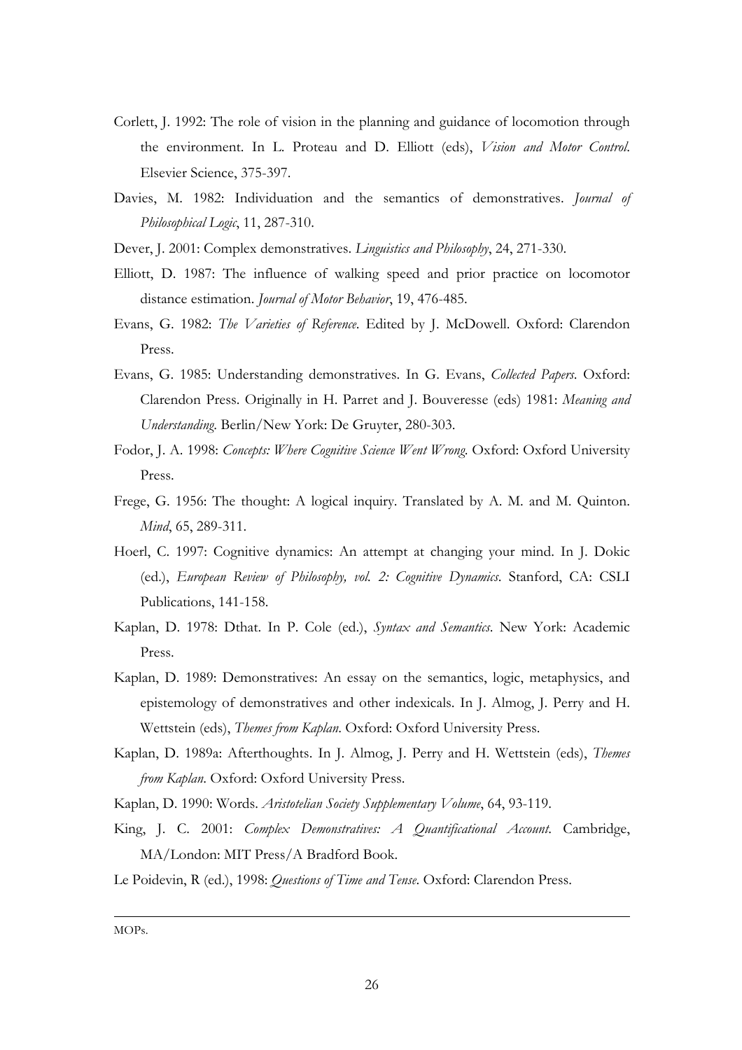Corlett, J. 1992: The role of vision in the planning and guidance of locomotion through the environment. In L. Proteau and D. Elliott (eds), *Vision and Motor Control*. Elsevier Science, 375-397.

Davies, M. 1982: Individuation and the semantics of demonstratives. *Journal of Philosophical Logic*, 11, 287-310.

Dever, J. 2001: Complex demonstratives. *Linguistics and Philosophy*, 24, 271-330.

Elliott, D. 1987: The influence of walking speed and prior practice on locomotor distance estimation. *Journal of Motor Behavior*, 19, 476-485.

Evans, G. 1982: *The Varieties of Reference*. Edited by J. McDowell. Oxford: Clarendon Press.

Evans, G. 1985: Understanding demonstratives. In G. Evans, *Collected Papers*. Oxford: Clarendon Press. Originally in H. Parret and J. Bouveresse (eds) 1981: *Meaning and Understanding*. Berlin/New York: De Gruyter, 280-303.

Fodor, J. A. 1998: *Concepts: Where Cognitive Science Went Wrong*. Oxford: Oxford University Press.

Frege, G. 1956: The thought: A logical inquiry. Translated by A. M. and M. Quinton. *Mind*, 65, 289-311.

Hoerl, C. 1997: Cognitive dynamics: An attempt at changing your mind. In J. Dokic (ed.), *European Review of Philosophy, vol. 2: Cognitive Dynamics*. Stanford, CA: CSLI Publications, 141-158.

Kaplan, D. 1978: Dthat. In P. Cole (ed.), *Syntax and Semantics*. New York: Academic Press.

Kaplan, D. 1989: Demonstratives: An essay on the semantics, logic, metaphysics, and epistemology of demonstratives and other indexicals. In J. Almog, J. Perry and H. Wettstein (eds), *Themes from Kaplan*. Oxford: Oxford University Press.

Kaplan, D. 1989a: Afterthoughts. In J. Almog, J. Perry and H. Wettstein (eds), *Themes from Kaplan*. Oxford: Oxford University Press.

Kaplan, D. 1990: Words. *Aristotelian Society Supplementary Volume*, 64, 93-119.

King, J. C. 2001: *Complex Demonstratives: A Quantificational Account*. Cambridge, MA/London: MIT Press/A Bradford Book.

Le Poidevin, R (ed.), 1998: *Questions of Time and Tense*. Oxford: Clarendon Press.

MOPs.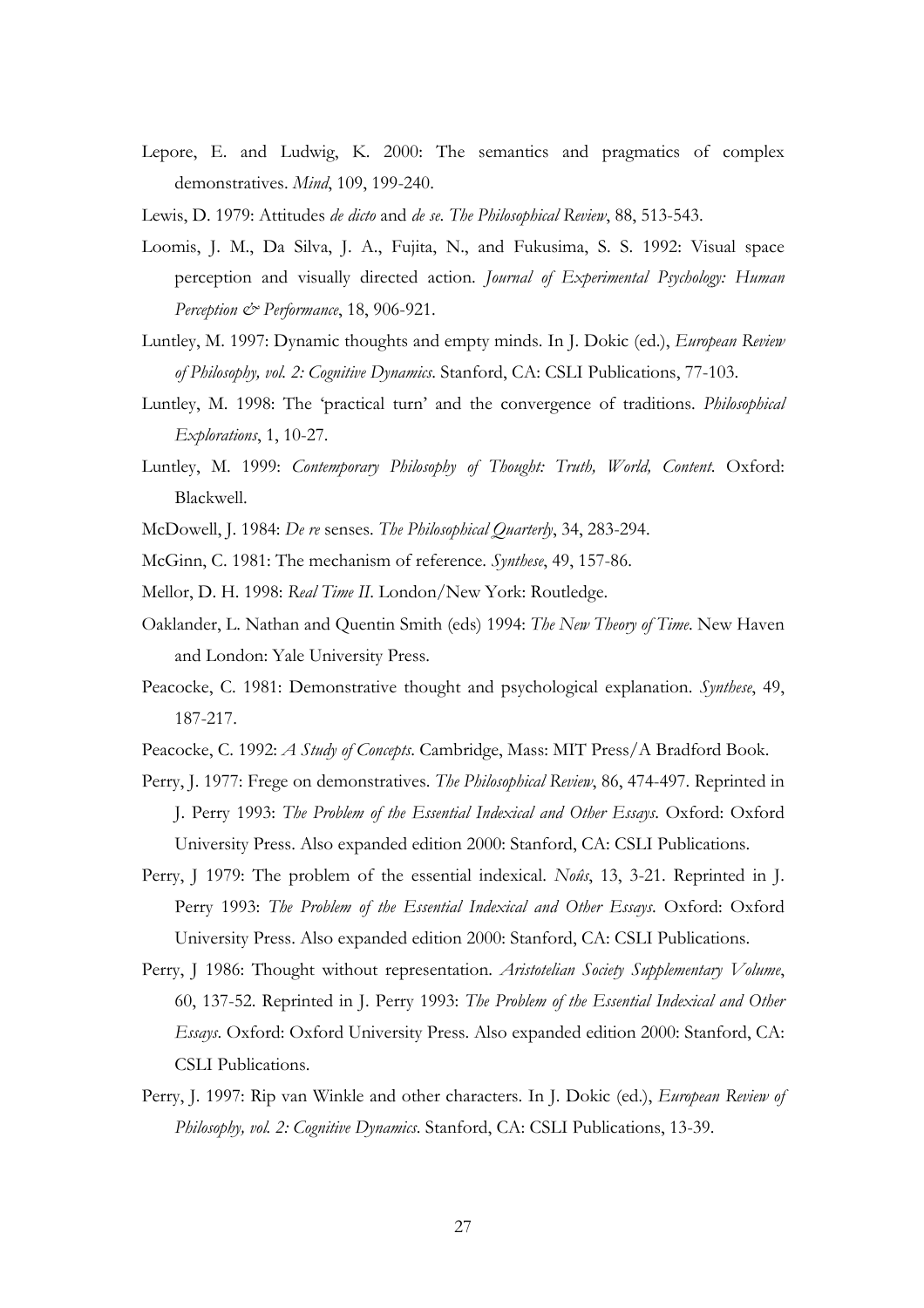Lepore, E. and Ludwig, K. 2000: The semantics and pragmatics of complex demonstratives. *Mind*, 109, 199-240.

Lewis, D. 1979: Attitudes *de dicto* and *de se*. *The Philosophical Review*, 88, 513-543.

Loomis, J. M., Da Silva, J. A., Fujita, N., and Fukusima, S. S. 1992: Visual space perception and visually directed action. *Journal of Experimental Psychology: Human Perception & Performance*, 18, 906-921.

Luntley, M. 1997: Dynamic thoughts and empty minds. In J. Dokic (ed.), *European Review of Philosophy, vol. 2: Cognitive Dynamics*. Stanford, CA: CSLI Publications, 77-103.

Luntley, M. 1998: The 'practical turn' and the convergence of traditions. *Philosophical Explorations*, 1, 10-27.

Luntley, M. 1999: *Contemporary Philosophy of Thought: Truth, World, Content*. Oxford: Blackwell.

McDowell, J. 1984: *De re* senses. *The Philosophical Quarterly*, 34, 283-294.

McGinn, C. 1981: The mechanism of reference. *Synthese*, 49, 157-86.

Mellor, D. H. 1998: *Real Time II*. London/New York: Routledge.

Oaklander, L. Nathan and Quentin Smith (eds) 1994: *The New Theory of Time*. New Haven and London: Yale University Press.

Peacocke, C. 1981: Demonstrative thought and psychological explanation. *Synthese*, 49, 187-217.

Peacocke, C. 1992: *A Study of Concepts*. Cambridge, Mass: MIT Press/A Bradford Book.

Perry, J. 1977: Frege on demonstratives. *The Philosophical Review*, 86, 474-497. Reprinted in J. Perry 1993: *The Problem of the Essential Indexical and Other Essays*. Oxford: Oxford University Press. Also expanded edition 2000: Stanford, CA: CSLI Publications.

Perry, J 1979: The problem of the essential indexical. *Noûs*, 13, 3-21. Reprinted in J. Perry 1993: *The Problem of the Essential Indexical and Other Essays*. Oxford: Oxford University Press. Also expanded edition 2000: Stanford, CA: CSLI Publications.

Perry, J 1986: Thought without representation. *Aristotelian Society Supplementary Volume*, 60, 137-52. Reprinted in J. Perry 1993: *The Problem of the Essential Indexical and Other Essays*. Oxford: Oxford University Press. Also expanded edition 2000: Stanford, CA: CSLI Publications.

Perry, J. 1997: Rip van Winkle and other characters. In J. Dokic (ed.), *European Review of Philosophy, vol. 2: Cognitive Dynamics*. Stanford, CA: CSLI Publications, 13-39.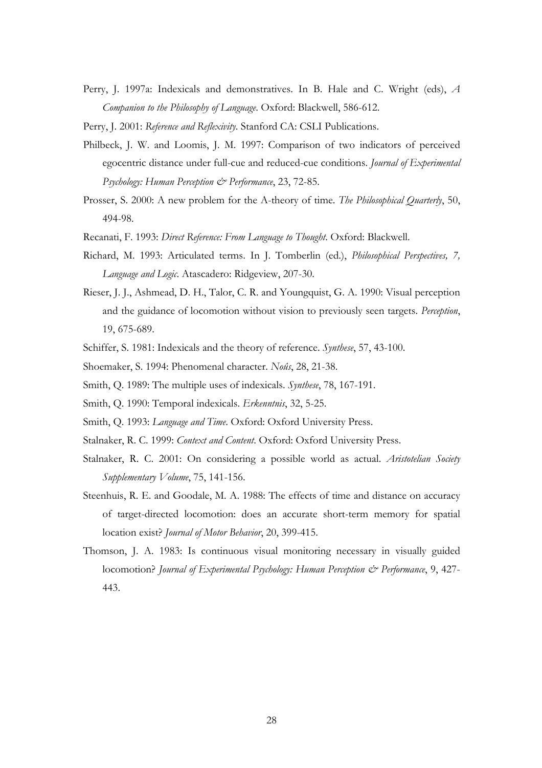Perry, J. 1997a: Indexicals and demonstratives. In B. Hale and C. Wright (eds), *A Companion to the Philosophy of Language*. Oxford: Blackwell, 586-612.

Perry, J. 2001: *Reference and Reflexivity*. Stanford CA: CSLI Publications.

Philbeck, J. W. and Loomis, J. M. 1997: Comparison of two indicators of perceived egocentric distance under full-cue and reduced-cue conditions. *Journal of Experimental Psychology: Human Perception & Performance*, 23, 72-85.

Prosser, S. 2000: A new problem for the A-theory of time. *The Philosophical Quarterly*, 50, 494-98.

Recanati, F. 1993: *Direct Reference: From Language to Thought*. Oxford: Blackwell.

Richard, M. 1993: Articulated terms. In J. Tomberlin (ed.), *Philosophical Perspectives, 7, Language and Logic*. Atascadero: Ridgeview, 207-30.

Rieser, J. J., Ashmead, D. H., Talor, C. R. and Youngquist, G. A. 1990: Visual perception and the guidance of locomotion without vision to previously seen targets. *Perception*, 19, 675-689.

Schiffer, S. 1981: Indexicals and the theory of reference. *Synthese*, 57, 43-100.

Shoemaker, S. 1994: Phenomenal character. *Noûs*, 28, 21-38.

Smith, Q. 1989: The multiple uses of indexicals. *Synthese*, 78, 167-191.

Smith, Q. 1990: Temporal indexicals. *Erkenntnis*, 32, 5-25.

Smith, Q. 1993: *Language and Time*. Oxford: Oxford University Press.

Stalnaker, R. C. 1999: *Context and Content*. Oxford: Oxford University Press.

Stalnaker, R. C. 2001: On considering a possible world as actual. *Aristotelian Society Supplementary Volume*, 75, 141-156.

Steenhuis, R. E. and Goodale, M. A. 1988: The effects of time and distance on accuracy of target-directed locomotion: does an accurate short-term memory for spatial location exist? *Journal of Motor Behavior*, 20, 399-415.

Thomson, J. A. 1983: Is continuous visual monitoring necessary in visually guided locomotion? *Journal of Experimental Psychology: Human Perception & Performance*, 9, 427-443.